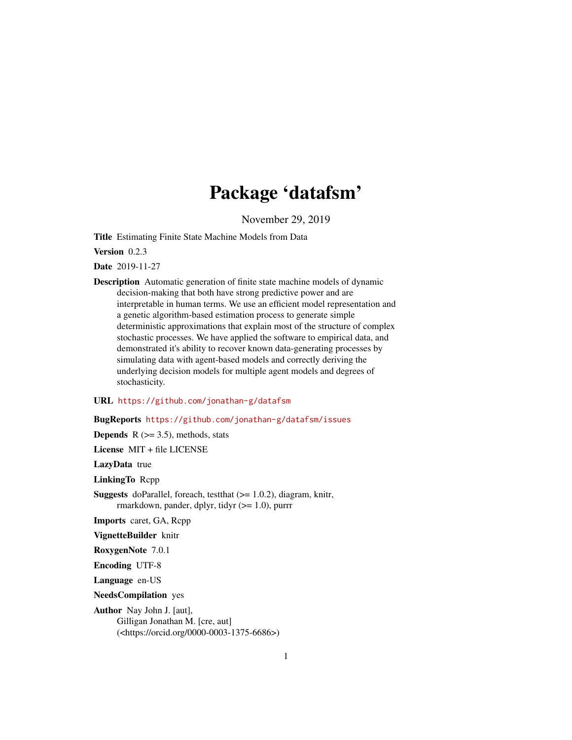# Package 'datafsm'

November 29, 2019

**Title** Estimating Finite State Machine Models from Data

**Version** 0.2.3

**Date** 2019-11-27

**Description** Automatic generation of finite state machine models of dynamic decision-making that both have strong predictive power and are interpretable in human terms. We use an efficient model representation and a genetic algorithm-based estimation process to generate simple deterministic approximations that explain most of the structure of complex stochastic processes. We have applied the software to empirical data, and demonstrated it's ability to recover known data-generating processes by simulating data with agent-based models and correctly deriving the underlying decision models for multiple agent models and degrees of stochasticity.

**URL** https://github.com/jonathan-g/datafsm

**BugReports** https://github.com/jonathan-g/datafsm/issues

**Depends** R (>= 3.5), methods, stats

**License** MIT + file LICENSE

**LazyData** true

**LinkingTo** Rcpp

**Suggests** doParallel, foreach, testthat (>= 1.0.2), diagram, knitr, rmarkdown, pander, dplyr, tidyr (>= 1.0), purrr

**Imports** caret, GA, Rcpp

**VignetteBuilder** knitr

**RoxygenNote** 7.0.1

**Encoding** UTF-8

**Language** en-US

**NeedsCompilation** yes

**Author** Nay John J. [aut],
Gilligan Jonathan M. [cre, aut]
(<https://orcid.org/0000-0003-1375-6686>)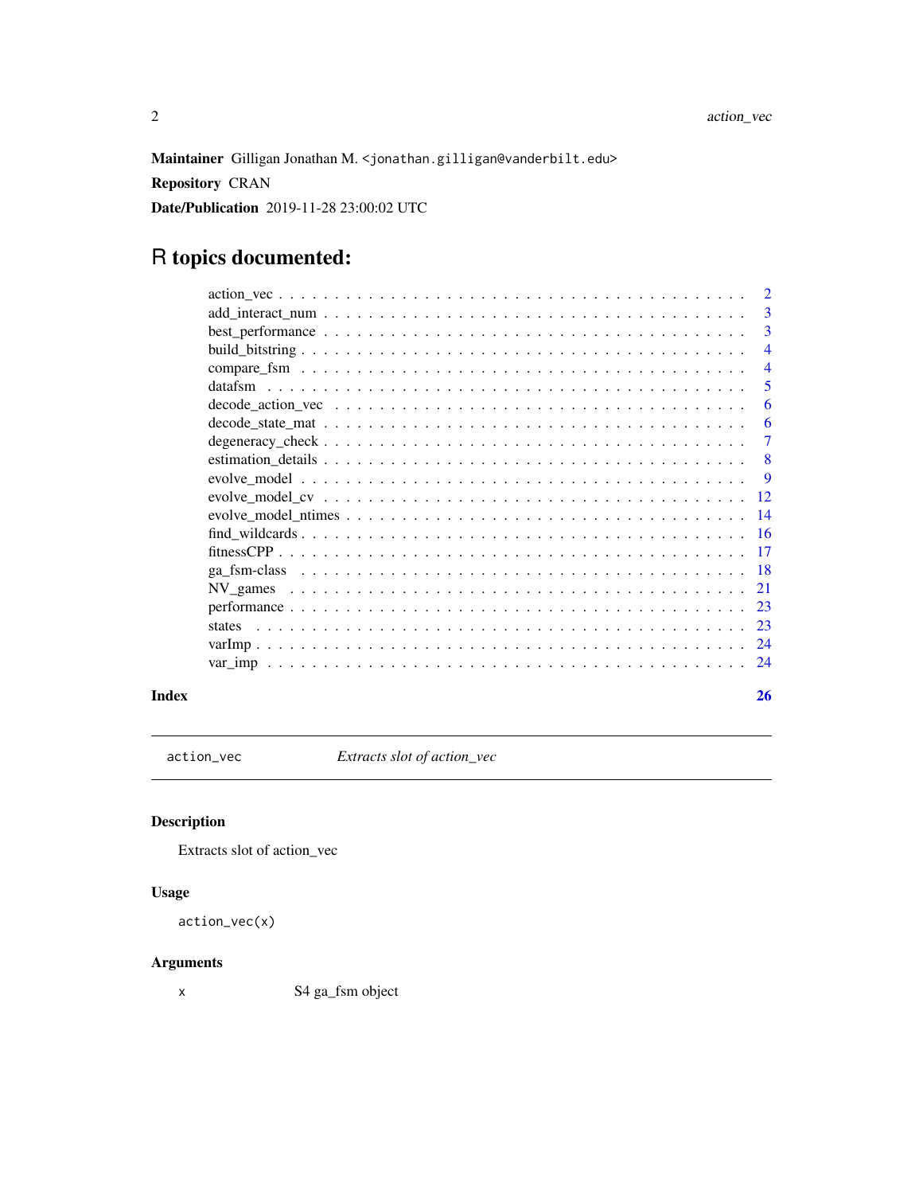**Maintainer** Gilligan Jonathan M. <jonathan.gilligan@vanderbilt.edu>

**Repository** CRAN

**Date/Publication** 2019-11-28 23:00:02 UTC

# R topics documented:

- action_vec . . . . . . . . . . . . . . . . . . . . . . . . . . . . . . . . . . . . . . . . 2
- add_interact_num . . . . . . . . . . . . . . . . . . . . . . . . . . . . . . . . . . . . . . 3
- best_performance . . . . . . . . . . . . . . . . . . . . . . . . . . . . . . . . . . . . . . 3
- build_bitstring . . . . . . . . . . . . . . . . . . . . . . . . . . . . . . . . . . . . . . . 4
- compare_fsm . . . . . . . . . . . . . . . . . . . . . . . . . . . . . . . . . . . . . . . . 4
- datafsm . . . . . . . . . . . . . . . . . . . . . . . . . . . . . . . . . . . . . . . . . . 5
- decode_action_vec . . . . . . . . . . . . . . . . . . . . . . . . . . . . . . . . . . . . . 6
- decode_state_mat . . . . . . . . . . . . . . . . . . . . . . . . . . . . . . . . . . . . . . 6
- degeneracy_check . . . . . . . . . . . . . . . . . . . . . . . . . . . . . . . . . . . . . . 7
- estimation_details . . . . . . . . . . . . . . . . . . . . . . . . . . . . . . . . . . . . . 8
- evolve_model . . . . . . . . . . . . . . . . . . . . . . . . . . . . . . . . . . . . . . . . 9
- evolve_model_cv . . . . . . . . . . . . . . . . . . . . . . . . . . . . . . . . . . . . . . 12
- evolve_model_ntimes . . . . . . . . . . . . . . . . . . . . . . . . . . . . . . . . . . . . 14
- find_wildcards . . . . . . . . . . . . . . . . . . . . . . . . . . . . . . . . . . . . . . . 16
- fitnessCPP . . . . . . . . . . . . . . . . . . . . . . . . . . . . . . . . . . . . . . . . . 17
- ga_fsm-class . . . . . . . . . . . . . . . . . . . . . . . . . . . . . . . . . . . . . . . . 18
- NV_games . . . . . . . . . . . . . . . . . . . . . . . . . . . . . . . . . . . . . . . . . 21
- performance . . . . . . . . . . . . . . . . . . . . . . . . . . . . . . . . . . . . . . . . 23
- states . . . . . . . . . . . . . . . . . . . . . . . . . . . . . . . . . . . . . . . . . . . 23
- varImp . . . . . . . . . . . . . . . . . . . . . . . . . . . . . . . . . . . . . . . . . . . 24
- var_imp . . . . . . . . . . . . . . . . . . . . . . . . . . . . . . . . . . . . . . . . . . 24

**Index** **26**

---

## action_vec — *Extracts slot of action_vec*

### Description

Extracts slot of action_vec

### Usage

```
action_vec(x)
```

### Arguments

| | |
|---|---|
| x | S4 ga_fsm object |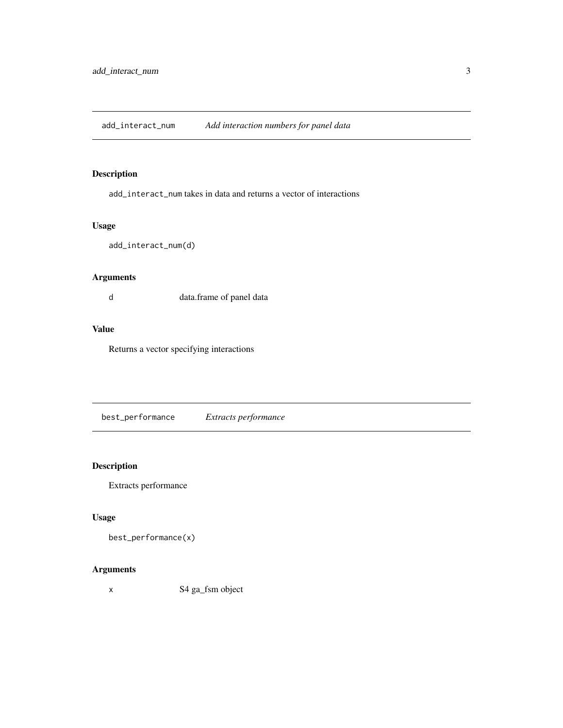## add_interact_num *Add interaction numbers for panel data*

### Description

add_interact_num takes in data and returns a vector of interactions

### Usage

```
add_interact_num(d)
```

### Arguments

| | |
|---|---|
| d | data.frame of panel data |

### Value

Returns a vector specifying interactions

## best_performance *Extracts performance*

### Description

Extracts performance

### Usage

```
best_performance(x)
```

### Arguments

| | |
|---|---|
| x | S4 ga_fsm object |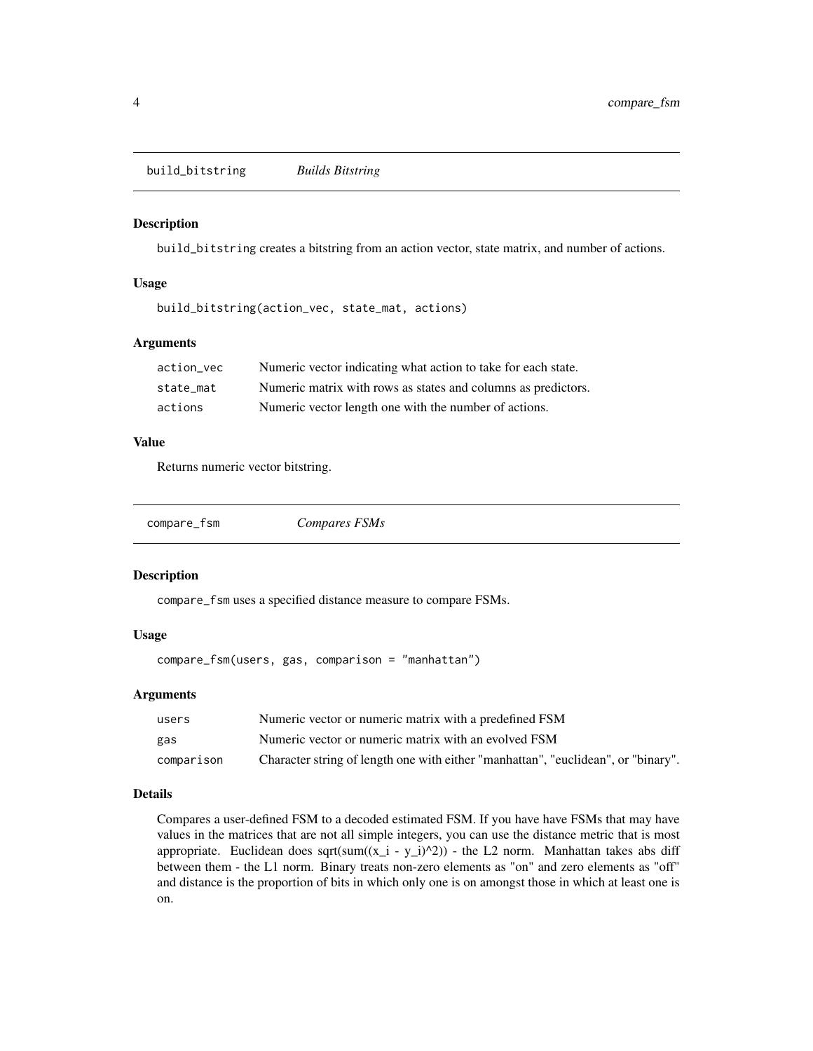## build_bitstring — *Builds Bitstring*

### Description

`build_bitstring` creates a bitstring from an action vector, state matrix, and number of actions.

### Usage

```
build_bitstring(action_vec, state_mat, actions)
```

### Arguments

| | |
|---|---|
| `action_vec` | Numeric vector indicating what action to take for each state. |
| `state_mat` | Numeric matrix with rows as states and columns as predictors. |
| `actions` | Numeric vector length one with the number of actions. |

### Value

Returns numeric vector bitstring.

## compare_fsm — *Compares FSMs*

### Description

`compare_fsm` uses a specified distance measure to compare FSMs.

### Usage

```
compare_fsm(users, gas, comparison = "manhattan")
```

### Arguments

| | |
|---|---|
| `users` | Numeric vector or numeric matrix with a predefined FSM |
| `gas` | Numeric vector or numeric matrix with an evolved FSM |
| `comparison` | Character string of length one with either "manhattan", "euclidean", or "binary". |

### Details

Compares a user-defined FSM to a decoded estimated FSM. If you have have FSMs that may have values in the matrices that are not all simple integers, you can use the distance metric that is most appropriate. Euclidean does sqrt(sum((x_i - y_i)^2)) - the L2 norm. Manhattan takes abs diff between them - the L1 norm. Binary treats non-zero elements as "on" and zero elements as "off" and distance is the proportion of bits in which only one is on amongst those in which at least one is on.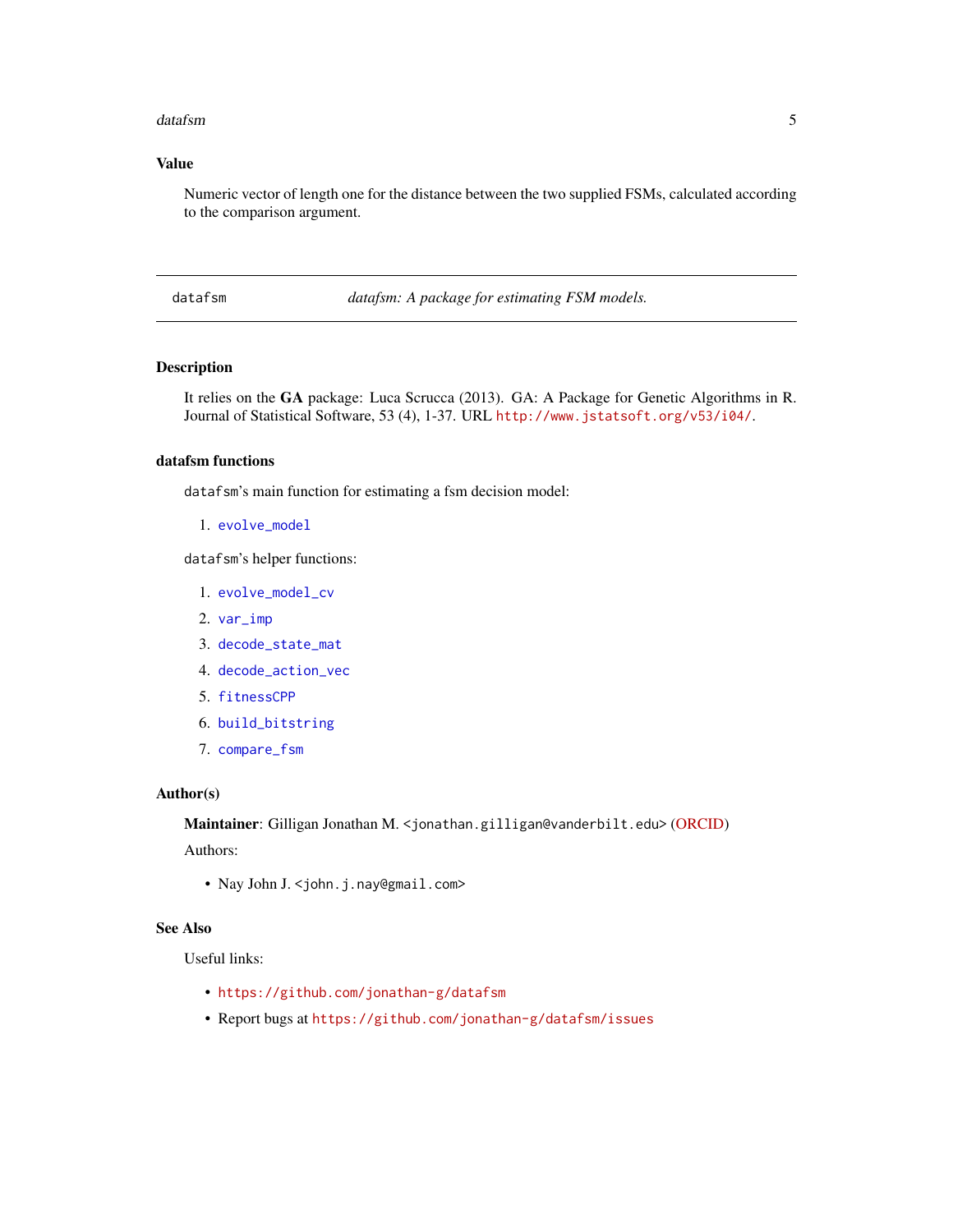## Value

Numeric vector of length one for the distance between the two supplied FSMs, calculated according to the comparison argument.

---

datafsm *datafsm: A package for estimating FSM models.*

---

## Description

It relies on the **GA** package: Luca Scrucca (2013). GA: A Package for Genetic Algorithms in R. Journal of Statistical Software, 53 (4), 1-37. URL http://www.jstatsoft.org/v53/i04/.

## datafsm functions

datafsm's main function for estimating a fsm decision model:

1. evolve_model

datafsm's helper functions:

1. evolve_model_cv
2. var_imp
3. decode_state_mat
4. decode_action_vec
5. fitnessCPP
6. build_bitstring
7. compare_fsm

## Author(s)

**Maintainer**: Gilligan Jonathan M. <jonathan.gilligan@vanderbilt.edu> (ORCID)

Authors:

- Nay John J. <john.j.nay@gmail.com>

## See Also

Useful links:

- https://github.com/jonathan-g/datafsm
- Report bugs at https://github.com/jonathan-g/datafsm/issues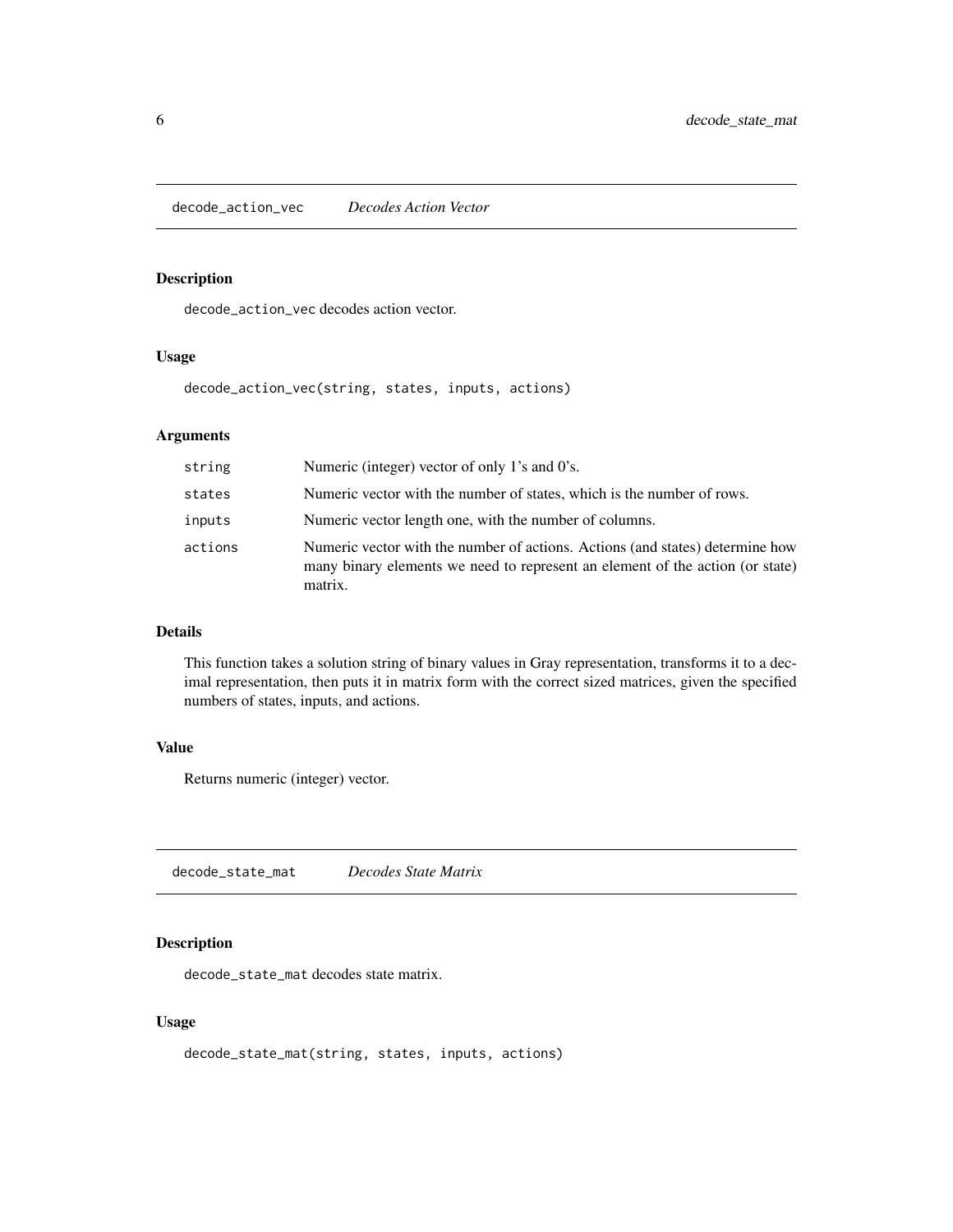## decode_action_vec *Decodes Action Vector*

### Description

decode_action_vec decodes action vector.

### Usage

```
decode_action_vec(string, states, inputs, actions)
```

### Arguments

| | |
|---|---|
| string | Numeric (integer) vector of only 1's and 0's. |
| states | Numeric vector with the number of states, which is the number of rows. |
| inputs | Numeric vector length one, with the number of columns. |
| actions | Numeric vector with the number of actions. Actions (and states) determine how many binary elements we need to represent an element of the action (or state) matrix. |

### Details

This function takes a solution string of binary values in Gray representation, transforms it to a decimal representation, then puts it in matrix form with the correct sized matrices, given the specified numbers of states, inputs, and actions.

### Value

Returns numeric (integer) vector.

## decode_state_mat *Decodes State Matrix*

### Description

decode_state_mat decodes state matrix.

### Usage

```
decode_state_mat(string, states, inputs, actions)
```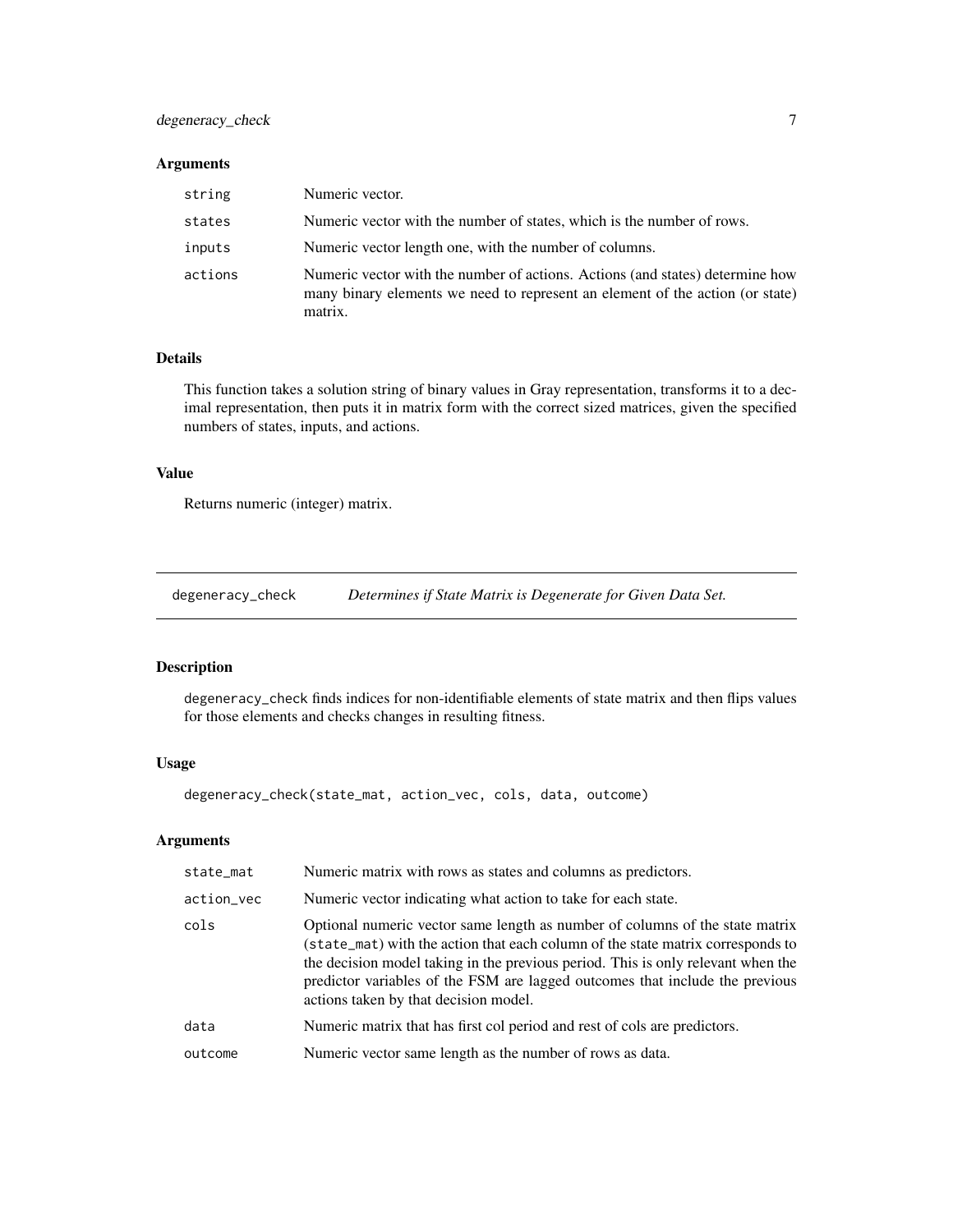### Arguments

| | |
|---|---|
| string | Numeric vector. |
| states | Numeric vector with the number of states, which is the number of rows. |
| inputs | Numeric vector length one, with the number of columns. |
| actions | Numeric vector with the number of actions. Actions (and states) determine how many binary elements we need to represent an element of the action (or state) matrix. |

### Details

This function takes a solution string of binary values in Gray representation, transforms it to a decimal representation, then puts it in matrix form with the correct sized matrices, given the specified numbers of states, inputs, and actions.

### Value

Returns numeric (integer) matrix.

---

## degeneracy_check *Determines if State Matrix is Degenerate for Given Data Set.*

---

### Description

degeneracy_check finds indices for non-identifiable elements of state matrix and then flips values for those elements and checks changes in resulting fitness.

### Usage

```
degeneracy_check(state_mat, action_vec, cols, data, outcome)
```

### Arguments

| | |
|---|---|
| state_mat | Numeric matrix with rows as states and columns as predictors. |
| action_vec | Numeric vector indicating what action to take for each state. |
| cols | Optional numeric vector same length as number of columns of the state matrix (state_mat) with the action that each column of the state matrix corresponds to the decision model taking in the previous period. This is only relevant when the predictor variables of the FSM are lagged outcomes that include the previous actions taken by that decision model. |
| data | Numeric matrix that has first col period and rest of cols are predictors. |
| outcome | Numeric vector same length as the number of rows as data. |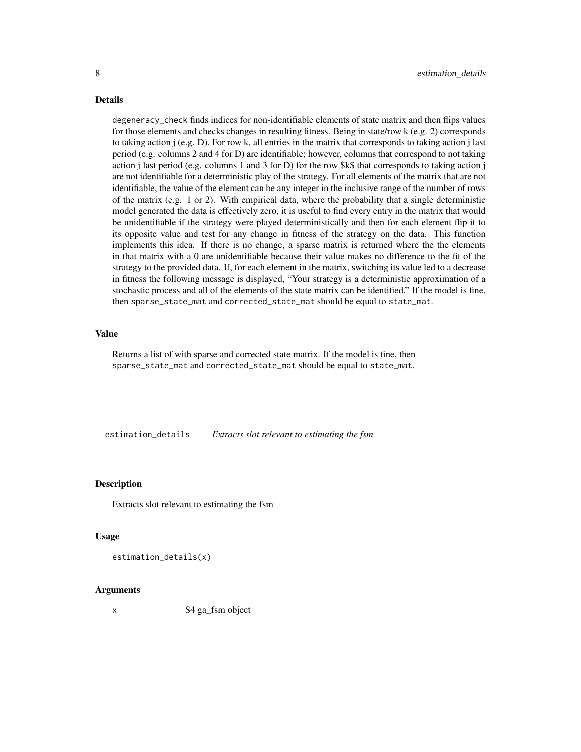## Details

`degeneracy_check` finds indices for non-identifiable elements of state matrix and then flips values for those elements and checks changes in resulting fitness. Being in state/row k (e.g. 2) corresponds to taking action j (e.g. D). For row k, all entries in the matrix that corresponds to taking action j last period (e.g. columns 2 and 4 for D) are identifiable; however, columns that correspond to not taking action j last period (e.g. columns 1 and 3 for D) for the row $k$ that corresponds to taking action j are not identifiable for a deterministic play of the strategy. For all elements of the matrix that are not identifiable, the value of the element can be any integer in the inclusive range of the number of rows of the matrix (e.g. 1 or 2). With empirical data, where the probability that a single deterministic model generated the data is effectively zero, it is useful to find every entry in the matrix that would be unidentifiable if the strategy were played deterministically and then for each element flip it to its opposite value and test for any change in fitness of the strategy on the data. This function implements this idea. If there is no change, a sparse matrix is returned where the the elements in that matrix with a 0 are unidentifiable because their value makes no difference to the fit of the strategy to the provided data. If, for each element in the matrix, switching its value led to a decrease in fitness the following message is displayed, "Your strategy is a deterministic approximation of a stochastic process and all of the elements of the state matrix can be identified." If the model is fine, then `sparse_state_mat` and `corrected_state_mat` should be equal to `state_mat`.

## Value

Returns a list of with sparse and corrected state matrix. If the model is fine, then `sparse_state_mat` and `corrected_state_mat` should be equal to `state_mat`.

---

# estimation_details — *Extracts slot relevant to estimating the fsm*

## Description

Extracts slot relevant to estimating the fsm

## Usage

```
estimation_details(x)
```

## Arguments

| | |
|---|---|
| x | S4 ga_fsm object |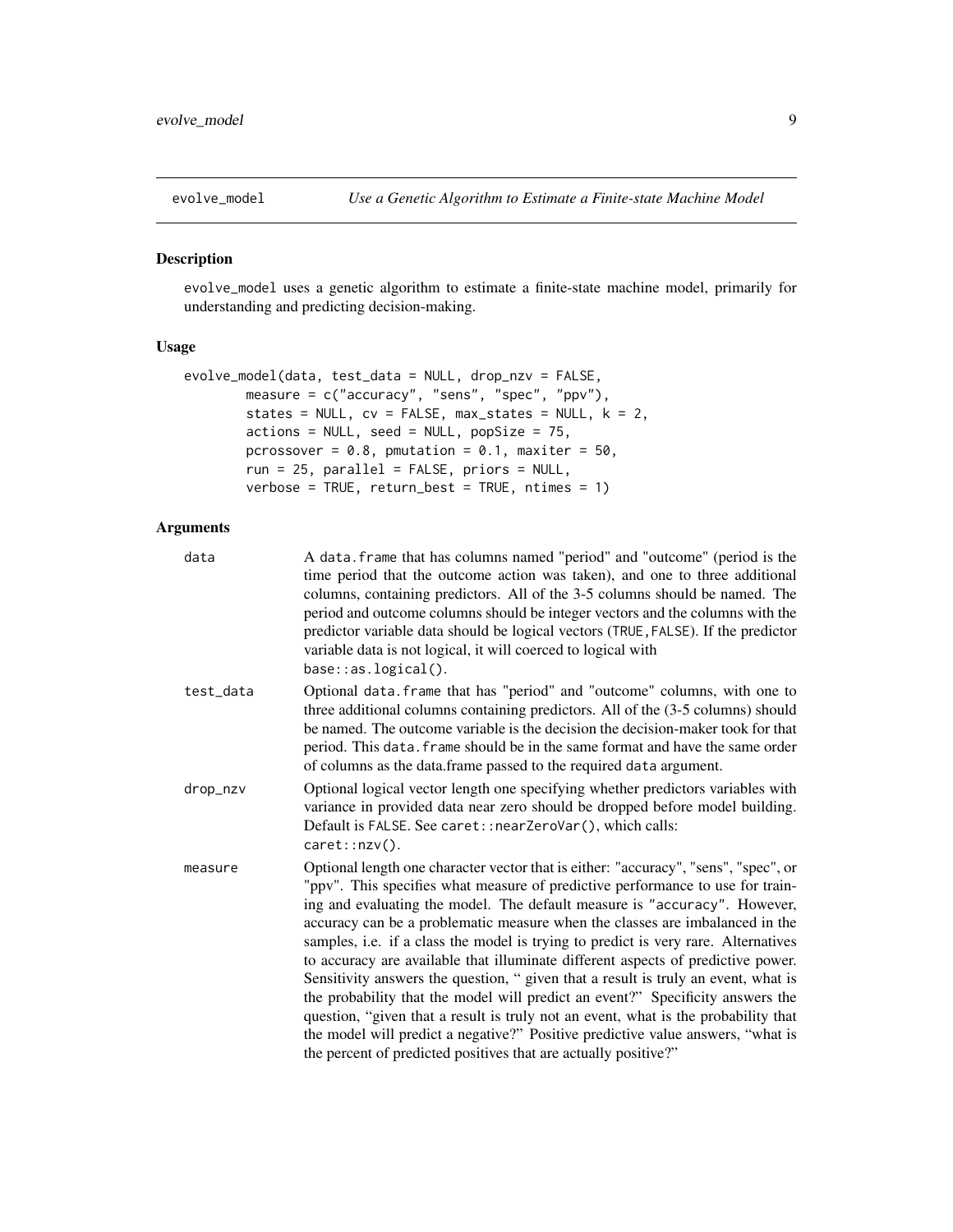# evolve_model — *Use a Genetic Algorithm to Estimate a Finite-state Machine Model*

## Description

`evolve_model` uses a genetic algorithm to estimate a finite-state machine model, primarily for understanding and predicting decision-making.

## Usage

```
evolve_model(data, test_data = NULL, drop_nzv = FALSE,
        measure = c("accuracy", "sens", "spec", "ppv"),
        states = NULL, cv = FALSE, max_states = NULL, k = 2,
        actions = NULL, seed = NULL, popSize = 75,
        pcrossover = 0.8, pmutation = 0.1, maxiter = 50,
        run = 25, parallel = FALSE, priors = NULL,
        verbose = TRUE, return_best = TRUE, ntimes = 1)
```

## Arguments

| Argument | Description |
|---|---|
| `data` | A `data.frame` that has columns named "period" and "outcome" (period is the time period that the outcome action was taken), and one to three additional columns, containing predictors. All of the 3-5 columns should be named. The period and outcome columns should be integer vectors and the columns with the predictor variable data should be logical vectors (`TRUE,FALSE`). If the predictor variable data is not logical, it will coerced to logical with `base::as.logical()`. |
| `test_data` | Optional `data.frame` that has "period" and "outcome" columns, with one to three additional columns containing predictors. All of the (3-5 columns) should be named. The outcome variable is the decision the decision-maker took for that period. This `data.frame` should be in the same format and have the same order of columns as the data.frame passed to the required `data` argument. |
| `drop_nzv` | Optional logical vector length one specifying whether predictors variables with variance in provided data near zero should be dropped before model building. Default is `FALSE`. See `caret::nearZeroVar()`, which calls: `caret::nzv()`. |
| `measure` | Optional length one character vector that is either: "accuracy", "sens", "spec", or "ppv". This specifies what measure of predictive performance to use for training and evaluating the model. The default measure is `"accuracy"`. However, accuracy can be a problematic measure when the classes are imbalanced in the samples, i.e. if a class the model is trying to predict is very rare. Alternatives to accuracy are available that illuminate different aspects of predictive power. Sensitivity answers the question, " given that a result is truly an event, what is the probability that the model will predict an event?" Specificity answers the question, "given that a result is truly not an event, what is the probability that the model will predict a negative?" Positive predictive value answers, "what is the percent of predicted positives that are actually positive?" |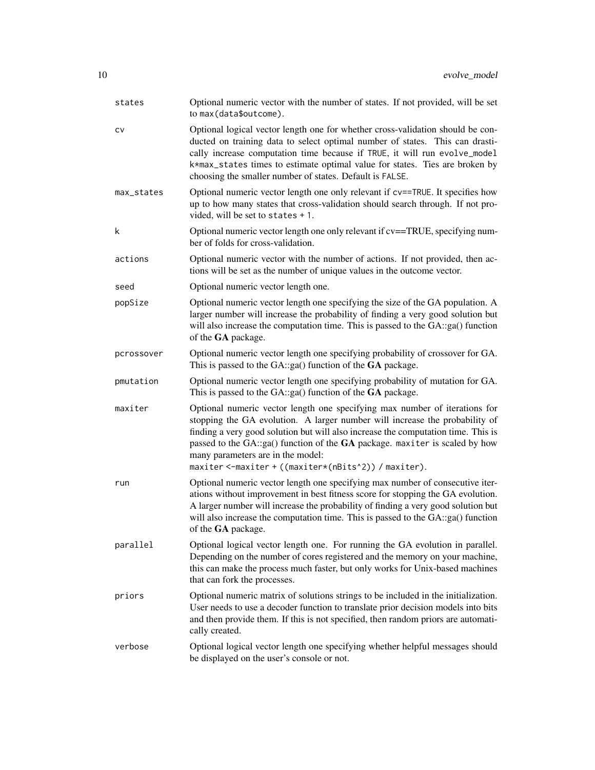| | |
|---|---|
| states | Optional numeric vector with the number of states. If not provided, will be set to `max(data$outcome)`. |
| cv | Optional logical vector length one for whether cross-validation should be conducted on training data to select optimal number of states. This can drastically increase computation time because if `TRUE`, it will run `evolve_model` `k*max_states` times to estimate optimal value for states. Ties are broken by choosing the smaller number of states. Default is `FALSE`. |
| max_states | Optional numeric vector length one only relevant if `cv==TRUE`. It specifies how up to how many states that cross-validation should search through. If not provided, will be set to `states + 1`. |
| k | Optional numeric vector length one only relevant if cv==TRUE, specifying number of folds for cross-validation. |
| actions | Optional numeric vector with the number of actions. If not provided, then actions will be set as the number of unique values in the outcome vector. |
| seed | Optional numeric vector length one. |
| popSize | Optional numeric vector length one specifying the size of the GA population. A larger number will increase the probability of finding a very good solution but will also increase the computation time. This is passed to the GA::ga() function of the **GA** package. |
| pcrossover | Optional numeric vector length one specifying probability of crossover for GA. This is passed to the GA::ga() function of the **GA** package. |
| pmutation | Optional numeric vector length one specifying probability of mutation for GA. This is passed to the GA::ga() function of the **GA** package. |
| maxiter | Optional numeric vector length one specifying max number of iterations for stopping the GA evolution. A larger number will increase the probability of finding a very good solution but will also increase the computation time. This is passed to the GA::ga() function of the **GA** package. `maxiter` is scaled by how many parameters are in the model: `maxiter <-maxiter + ((maxiter*(nBits^2)) / maxiter)`. |
| run | Optional numeric vector length one specifying max number of consecutive iterations without improvement in best fitness score for stopping the GA evolution. A larger number will increase the probability of finding a very good solution but will also increase the computation time. This is passed to the GA::ga() function of the **GA** package. |
| parallel | Optional logical vector length one. For running the GA evolution in parallel. Depending on the number of cores registered and the memory on your machine, this can make the process much faster, but only works for Unix-based machines that can fork the processes. |
| priors | Optional numeric matrix of solutions strings to be included in the initialization. User needs to use a decoder function to translate prior decision models into bits and then provide them. If this is not specified, then random priors are automatically created. |
| verbose | Optional logical vector length one specifying whether helpful messages should be displayed on the user's console or not. |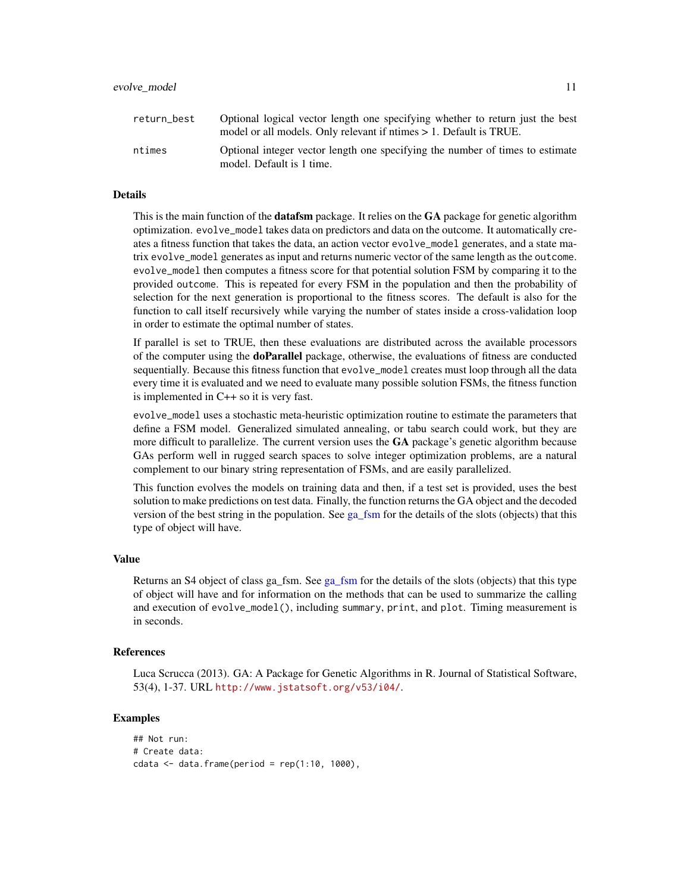| | |
|---|---|
| return_best | Optional logical vector length one specifying whether to return just the best model or all models. Only relevant if ntimes > 1. Default is TRUE. |
| ntimes | Optional integer vector length one specifying the number of times to estimate model. Default is 1 time. |

## Details

This is the main function of the **datafsm** package. It relies on the **GA** package for genetic algorithm optimization. `evolve_model` takes data on predictors and data on the outcome. It automatically creates a fitness function that takes the data, an action vector `evolve_model` generates, and a state matrix `evolve_model` generates as input and returns numeric vector of the same length as the `outcome`. `evolve_model` then computes a fitness score for that potential solution FSM by comparing it to the provided `outcome`. This is repeated for every FSM in the population and then the probability of selection for the next generation is proportional to the fitness scores. The default is also for the function to call itself recursively while varying the number of states inside a cross-validation loop in order to estimate the optimal number of states.

If parallel is set to TRUE, then these evaluations are distributed across the available processors of the computer using the **doParallel** package, otherwise, the evaluations of fitness are conducted sequentially. Because this fitness function that `evolve_model` creates must loop through all the data every time it is evaluated and we need to evaluate many possible solution FSMs, the fitness function is implemented in C++ so it is very fast.

`evolve_model` uses a stochastic meta-heuristic optimization routine to estimate the parameters that define a FSM model. Generalized simulated annealing, or tabu search could work, but they are more difficult to parallelize. The current version uses the **GA** package's genetic algorithm because GAs perform well in rugged search spaces to solve integer optimization problems, are a natural complement to our binary string representation of FSMs, and are easily parallelized.

This function evolves the models on training data and then, if a test set is provided, uses the best solution to make predictions on test data. Finally, the function returns the GA object and the decoded version of the best string in the population. See ga_fsm for the details of the slots (objects) that this type of object will have.

## Value

Returns an S4 object of class ga_fsm. See ga_fsm for the details of the slots (objects) that this type of object will have and for information on the methods that can be used to summarize the calling and execution of `evolve_model()`, including `summary`, `print`, and `plot`. Timing measurement is in seconds.

## References

Luca Scrucca (2013). GA: A Package for Genetic Algorithms in R. Journal of Statistical Software, 53(4), 1-37. URL http://www.jstatsoft.org/v53/i04/.

## Examples

```
## Not run:
# Create data:
cdata <- data.frame(period = rep(1:10, 1000),
```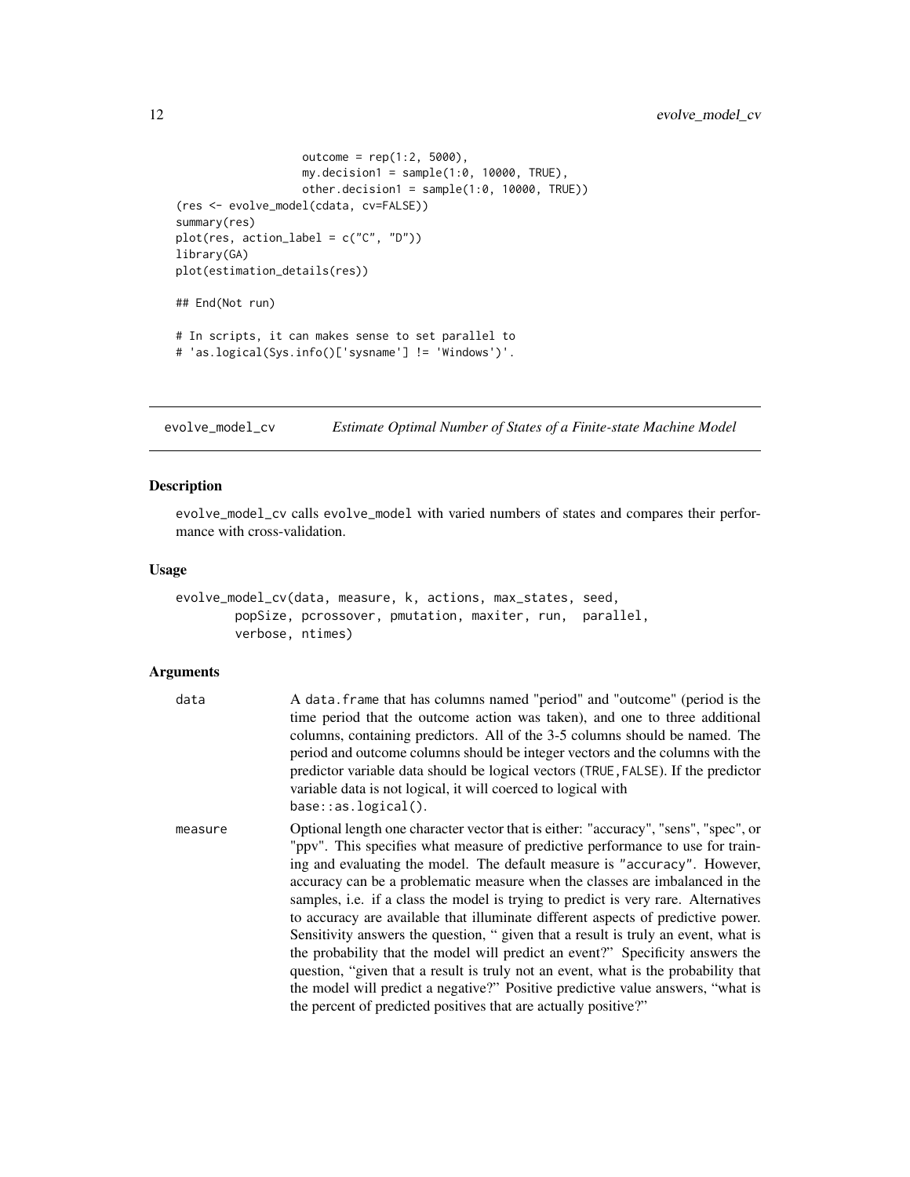```
                    outcome = rep(1:2, 5000),
                    my.decision1 = sample(1:0, 10000, TRUE),
                    other.decision1 = sample(1:0, 10000, TRUE))
(res <- evolve_model(cdata, cv=FALSE))
summary(res)
plot(res, action_label = c("C", "D"))
library(GA)
plot(estimation_details(res))

## End(Not run)

# In scripts, it can makes sense to set parallel to
# 'as.logical(Sys.info()['sysname'] != 'Windows')'.
```

## evolve_model_cv — *Estimate Optimal Number of States of a Finite-state Machine Model*

### Description

evolve_model_cv calls evolve_model with varied numbers of states and compares their performance with cross-validation.

### Usage

```
evolve_model_cv(data, measure, k, actions, max_states, seed,
        popSize, pcrossover, pmutation, maxiter, run,  parallel,
        verbose, ntimes)
```

### Arguments

| | |
|---|---|
| data | A data.frame that has columns named "period" and "outcome" (period is the time period that the outcome action was taken), and one to three additional columns, containing predictors. All of the 3-5 columns should be named. The period and outcome columns should be integer vectors and the columns with the predictor variable data should be logical vectors (TRUE,FALSE). If the predictor variable data is not logical, it will coerced to logical with base::as.logical(). |
| measure | Optional length one character vector that is either: "accuracy", "sens", "spec", or "ppv". This specifies what measure of predictive performance to use for training and evaluating the model. The default measure is "accuracy". However, accuracy can be a problematic measure when the classes are imbalanced in the samples, i.e. if a class the model is trying to predict is very rare. Alternatives to accuracy are available that illuminate different aspects of predictive power. Sensitivity answers the question, " given that a result is truly an event, what is the probability that the model will predict an event?" Specificity answers the question, "given that a result is truly not an event, what is the probability that the model will predict a negative?" Positive predictive value answers, "what is the percent of predicted positives that are actually positive?" |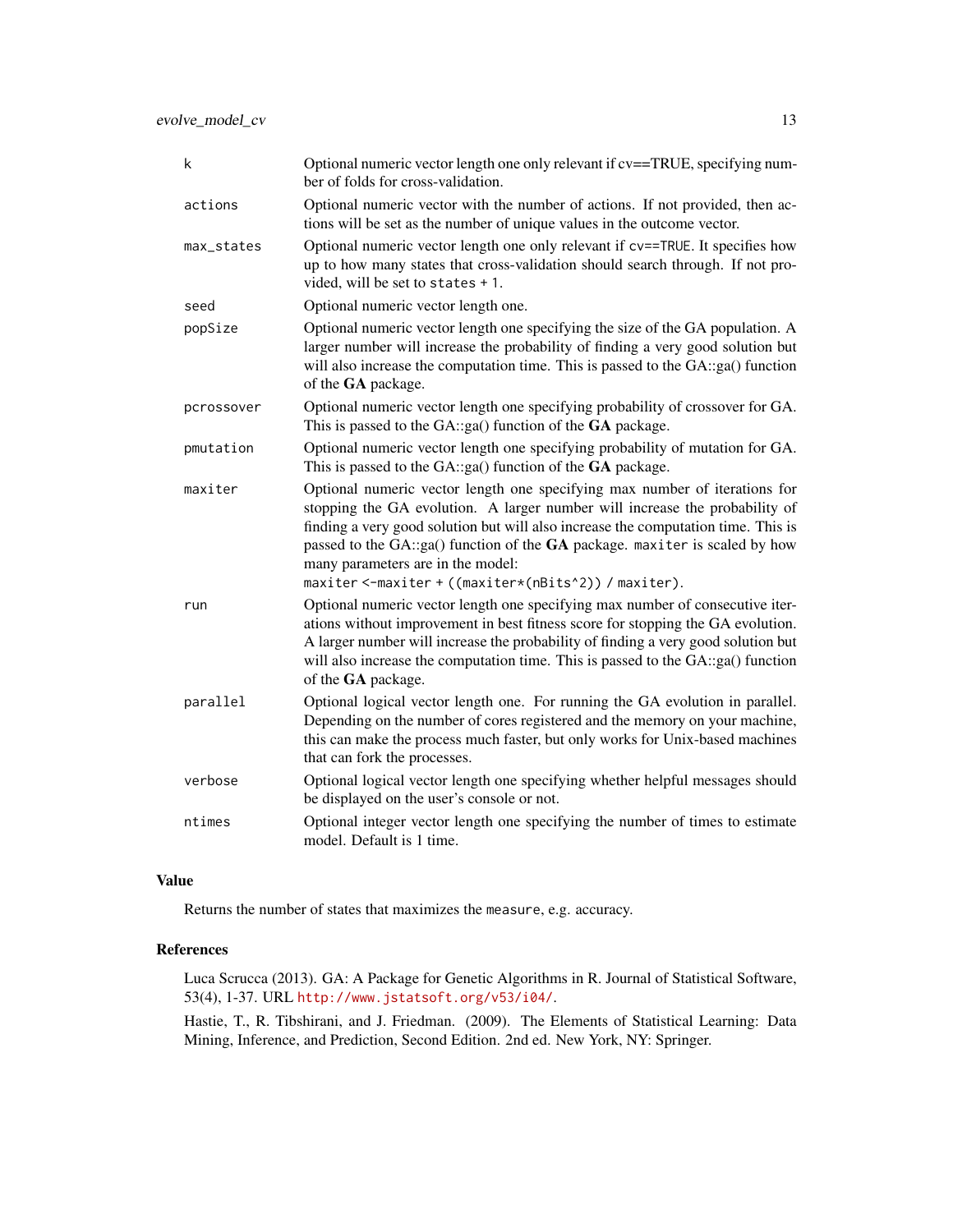| | |
|---|---|
| k | Optional numeric vector length one only relevant if cv==TRUE, specifying number of folds for cross-validation. |
| actions | Optional numeric vector with the number of actions. If not provided, then actions will be set as the number of unique values in the outcome vector. |
| max_states | Optional numeric vector length one only relevant if `cv==TRUE`. It specifies how up to how many states that cross-validation should search through. If not provided, will be set to `states + 1`. |
| seed | Optional numeric vector length one. |
| popSize | Optional numeric vector length one specifying the size of the GA population. A larger number will increase the probability of finding a very good solution but will also increase the computation time. This is passed to the GA::ga() function of the **GA** package. |
| pcrossover | Optional numeric vector length one specifying probability of crossover for GA. This is passed to the GA::ga() function of the **GA** package. |
| pmutation | Optional numeric vector length one specifying probability of mutation for GA. This is passed to the GA::ga() function of the **GA** package. |
| maxiter | Optional numeric vector length one specifying max number of iterations for stopping the GA evolution. A larger number will increase the probability of finding a very good solution but will also increase the computation time. This is passed to the GA::ga() function of the **GA** package. `maxiter` is scaled by how many parameters are in the model: `maxiter <-maxiter + ((maxiter*(nBits^2)) / maxiter)`. |
| run | Optional numeric vector length one specifying max number of consecutive iterations without improvement in best fitness score for stopping the GA evolution. A larger number will increase the probability of finding a very good solution but will also increase the computation time. This is passed to the GA::ga() function of the **GA** package. |
| parallel | Optional logical vector length one. For running the GA evolution in parallel. Depending on the number of cores registered and the memory on your machine, this can make the process much faster, but only works for Unix-based machines that can fork the processes. |
| verbose | Optional logical vector length one specifying whether helpful messages should be displayed on the user's console or not. |
| ntimes | Optional integer vector length one specifying the number of times to estimate model. Default is 1 time. |

## Value

Returns the number of states that maximizes the `measure`, e.g. accuracy.

## References

Luca Scrucca (2013). GA: A Package for Genetic Algorithms in R. Journal of Statistical Software, 53(4), 1-37. URL http://www.jstatsoft.org/v53/i04/.

Hastie, T., R. Tibshirani, and J. Friedman. (2009). The Elements of Statistical Learning: Data Mining, Inference, and Prediction, Second Edition. 2nd ed. New York, NY: Springer.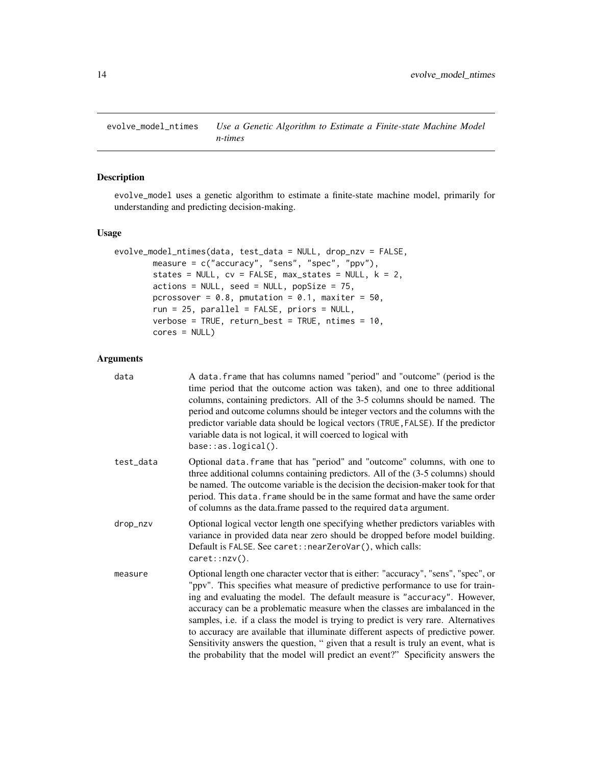## evolve_model_ntimes — *Use a Genetic Algorithm to Estimate a Finite-state Machine Model n-times*

### Description

evolve_model uses a genetic algorithm to estimate a finite-state machine model, primarily for understanding and predicting decision-making.

### Usage

```
evolve_model_ntimes(data, test_data = NULL, drop_nzv = FALSE,
        measure = c("accuracy", "sens", "spec", "ppv"),
        states = NULL, cv = FALSE, max_states = NULL, k = 2,
        actions = NULL, seed = NULL, popSize = 75,
        pcrossover = 0.8, pmutation = 0.1, maxiter = 50,
        run = 25, parallel = FALSE, priors = NULL,
        verbose = TRUE, return_best = TRUE, ntimes = 10,
        cores = NULL)
```

### Arguments

| | |
|---|---|
| data | A data.frame that has columns named "period" and "outcome" (period is the time period that the outcome action was taken), and one to three additional columns, containing predictors. All of the 3-5 columns should be named. The period and outcome columns should be integer vectors and the columns with the predictor variable data should be logical vectors (TRUE,FALSE). If the predictor variable data is not logical, it will coerced to logical with base::as.logical(). |
| test_data | Optional data.frame that has "period" and "outcome" columns, with one to three additional columns containing predictors. All of the (3-5 columns) should be named. The outcome variable is the decision the decision-maker took for that period. This data.frame should be in the same format and have the same order of columns as the data.frame passed to the required data argument. |
| drop_nzv | Optional logical vector length one specifying whether predictors variables with variance in provided data near zero should be dropped before model building. Default is FALSE. See caret::nearZeroVar(), which calls: caret::nzv(). |
| measure | Optional length one character vector that is either: "accuracy", "sens", "spec", or "ppv". This specifies what measure of predictive performance to use for training and evaluating the model. The default measure is "accuracy". However, accuracy can be a problematic measure when the classes are imbalanced in the samples, i.e. if a class the model is trying to predict is very rare. Alternatives to accuracy are available that illuminate different aspects of predictive power. Sensitivity answers the question, " given that a result is truly an event, what is the probability that the model will predict an event?" Specificity answers the |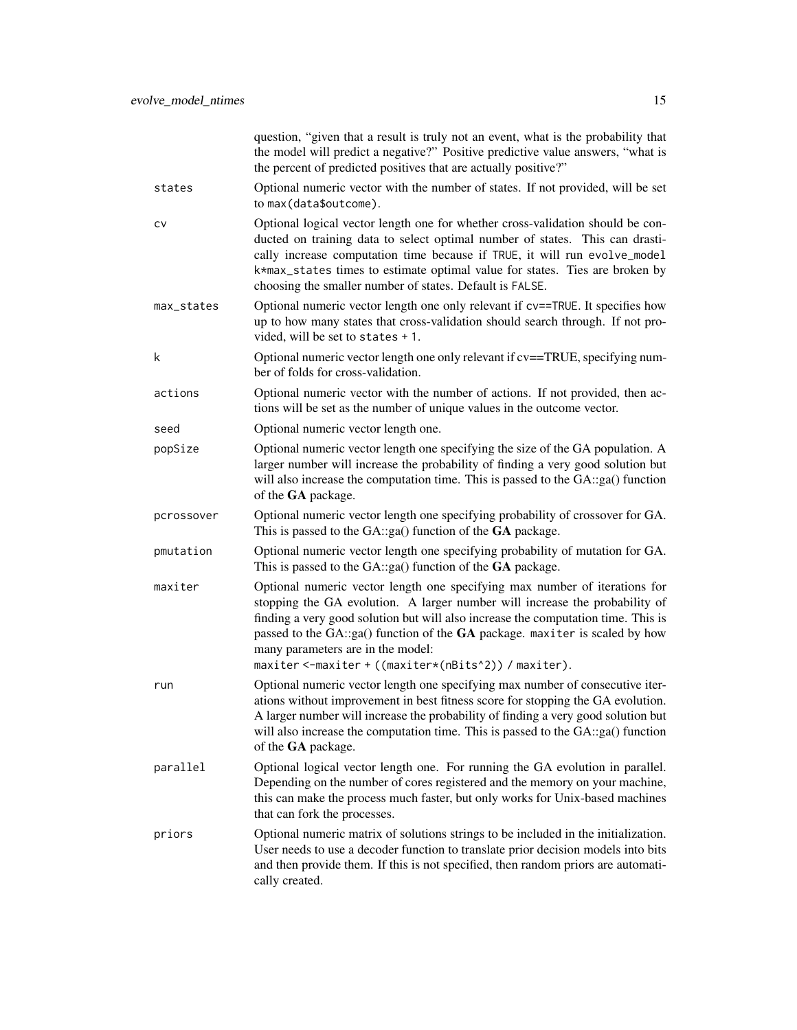question, "given that a result is truly not an event, what is the probability that the model will predict a negative?" Positive predictive value answers, "what is the percent of predicted positives that are actually positive?"

| | |
|---|---|
| `states` | Optional numeric vector with the number of states. If not provided, will be set to `max(data$outcome)`. |
| `cv` | Optional logical vector length one for whether cross-validation should be conducted on training data to select optimal number of states. This can drastically increase computation time because if `TRUE`, it will run `evolve_model` `k*max_states` times to estimate optimal value for states. Ties are broken by choosing the smaller number of states. Default is `FALSE`. |
| `max_states` | Optional numeric vector length one only relevant if `cv==TRUE`. It specifies how up to how many states that cross-validation should search through. If not provided, will be set to `states + 1`. |
| `k` | Optional numeric vector length one only relevant if cv==TRUE, specifying number of folds for cross-validation. |
| `actions` | Optional numeric vector with the number of actions. If not provided, then actions will be set as the number of unique values in the outcome vector. |
| `seed` | Optional numeric vector length one. |
| `popSize` | Optional numeric vector length one specifying the size of the GA population. A larger number will increase the probability of finding a very good solution but will also increase the computation time. This is passed to the GA::ga() function of the **GA** package. |
| `pcrossover` | Optional numeric vector length one specifying probability of crossover for GA. This is passed to the GA::ga() function of the **GA** package. |
| `pmutation` | Optional numeric vector length one specifying probability of mutation for GA. This is passed to the GA::ga() function of the **GA** package. |
| `maxiter` | Optional numeric vector length one specifying max number of iterations for stopping the GA evolution. A larger number will increase the probability of finding a very good solution but will also increase the computation time. This is passed to the GA::ga() function of the **GA** package. `maxiter` is scaled by how many parameters are in the model: `maxiter <-maxiter + ((maxiter*(nBits^2)) / maxiter)`. |
| `run` | Optional numeric vector length one specifying max number of consecutive iterations without improvement in best fitness score for stopping the GA evolution. A larger number will increase the probability of finding a very good solution but will also increase the computation time. This is passed to the GA::ga() function of the **GA** package. |
| `parallel` | Optional logical vector length one. For running the GA evolution in parallel. Depending on the number of cores registered and the memory on your machine, this can make the process much faster, but only works for Unix-based machines that can fork the processes. |
| `priors` | Optional numeric matrix of solutions strings to be included in the initialization. User needs to use a decoder function to translate prior decision models into bits and then provide them. If this is not specified, then random priors are automatically created. |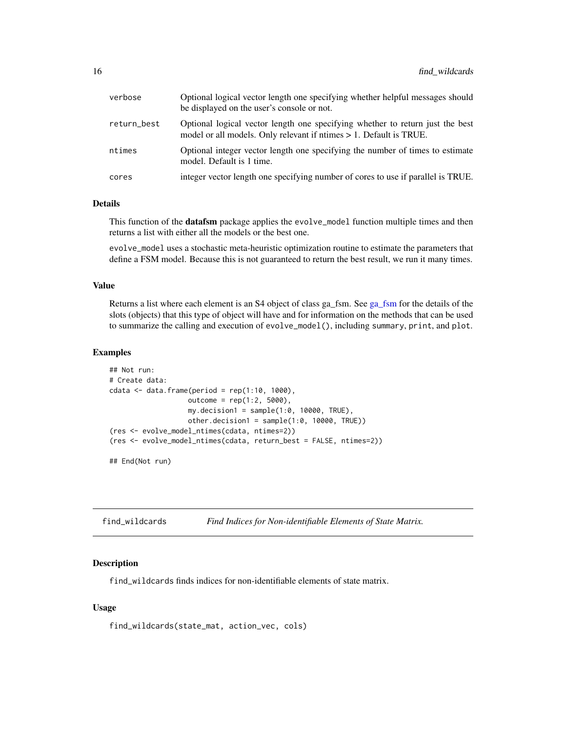| | |
|---|---|
| verbose | Optional logical vector length one specifying whether helpful messages should be displayed on the user's console or not. |
| return_best | Optional logical vector length one specifying whether to return just the best model or all models. Only relevant if ntimes > 1. Default is TRUE. |
| ntimes | Optional integer vector length one specifying the number of times to estimate model. Default is 1 time. |
| cores | integer vector length one specifying number of cores to use if parallel is TRUE. |

### Details

This function of the **datafsm** package applies the `evolve_model` function multiple times and then returns a list with either all the models or the best one.

`evolve_model` uses a stochastic meta-heuristic optimization routine to estimate the parameters that define a FSM model. Because this is not guaranteed to return the best result, we run it many times.

### Value

Returns a list where each element is an S4 object of class ga_fsm. See ga_fsm for the details of the slots (objects) that this type of object will have and for information on the methods that can be used to summarize the calling and execution of `evolve_model()`, including `summary`, `print`, and `plot`.

### Examples

```
## Not run:
# Create data:
cdata <- data.frame(period = rep(1:10, 1000),
                   outcome = rep(1:2, 5000),
                   my.decision1 = sample(1:0, 10000, TRUE),
                   other.decision1 = sample(1:0, 10000, TRUE))
(res <- evolve_model_ntimes(cdata, ntimes=2))
(res <- evolve_model_ntimes(cdata, return_best = FALSE, ntimes=2))

## End(Not run)
```

## find_wildcards — *Find Indices for Non-identifiable Elements of State Matrix.*

### Description

`find_wildcards` finds indices for non-identifiable elements of state matrix.

### Usage

```
find_wildcards(state_mat, action_vec, cols)
```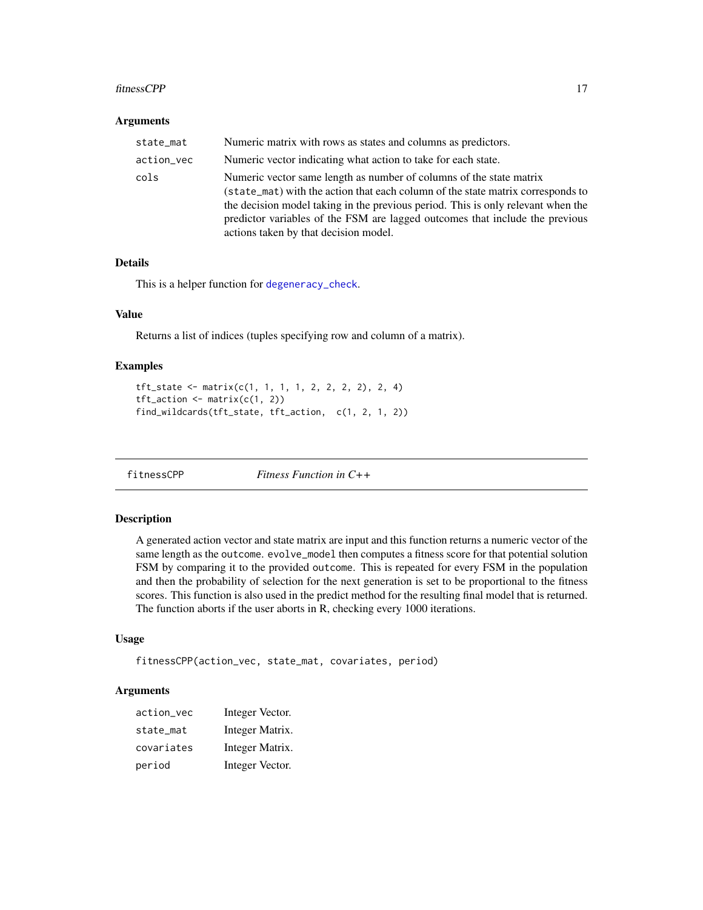### Arguments

| | |
|---|---|
| `state_mat` | Numeric matrix with rows as states and columns as predictors. |
| `action_vec` | Numeric vector indicating what action to take for each state. |
| `cols` | Numeric vector same length as number of columns of the state matrix (`state_mat`) with the action that each column of the state matrix corresponds to the decision model taking in the previous period. This is only relevant when the predictor variables of the FSM are lagged outcomes that include the previous actions taken by that decision model. |

### Details

This is a helper function for `degeneracy_check`.

### Value

Returns a list of indices (tuples specifying row and column of a matrix).

### Examples

```
tft_state <- matrix(c(1, 1, 1, 1, 2, 2, 2, 2), 2, 4)
tft_action <- matrix(c(1, 2))
find_wildcards(tft_state, tft_action,  c(1, 2, 1, 2))
```

---

## fitnessCPP *Fitness Function in C++*

### Description

A generated action vector and state matrix are input and this function returns a numeric vector of the same length as the `outcome`. `evolve_model` then computes a fitness score for that potential solution FSM by comparing it to the provided `outcome`. This is repeated for every FSM in the population and then the probability of selection for the next generation is set to be proportional to the fitness scores. This function is also used in the predict method for the resulting final model that is returned. The function aborts if the user aborts in R, checking every 1000 iterations.

### Usage

```
fitnessCPP(action_vec, state_mat, covariates, period)
```

### Arguments

| | |
|---|---|
| `action_vec` | Integer Vector. |
| `state_mat` | Integer Matrix. |
| `covariates` | Integer Matrix. |
| `period` | Integer Vector. |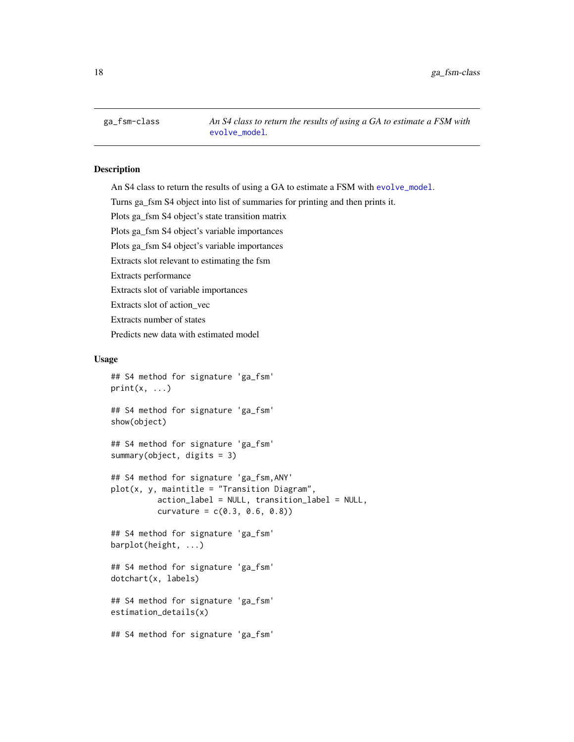ga_fsm-class *An S4 class to return the results of using a GA to estimate a FSM with* `evolve_model`.

## Description

An S4 class to return the results of using a GA to estimate a FSM with `evolve_model`.

Turns ga_fsm S4 object into list of summaries for printing and then prints it.

Plots ga_fsm S4 object's state transition matrix

Plots ga_fsm S4 object's variable importances

Plots ga_fsm S4 object's variable importances

Extracts slot relevant to estimating the fsm

Extracts performance

Extracts slot of variable importances

Extracts slot of action_vec

Extracts number of states

Predicts new data with estimated model

## Usage

```
## S4 method for signature 'ga_fsm'
print(x, ...)

## S4 method for signature 'ga_fsm'
show(object)

## S4 method for signature 'ga_fsm'
summary(object, digits = 3)

## S4 method for signature 'ga_fsm,ANY'
plot(x, y, maintitle = "Transition Diagram",
          action_label = NULL, transition_label = NULL,
          curvature = c(0.3, 0.6, 0.8))

## S4 method for signature 'ga_fsm'
barplot(height, ...)

## S4 method for signature 'ga_fsm'
dotchart(x, labels)

## S4 method for signature 'ga_fsm'
estimation_details(x)

## S4 method for signature 'ga_fsm'
```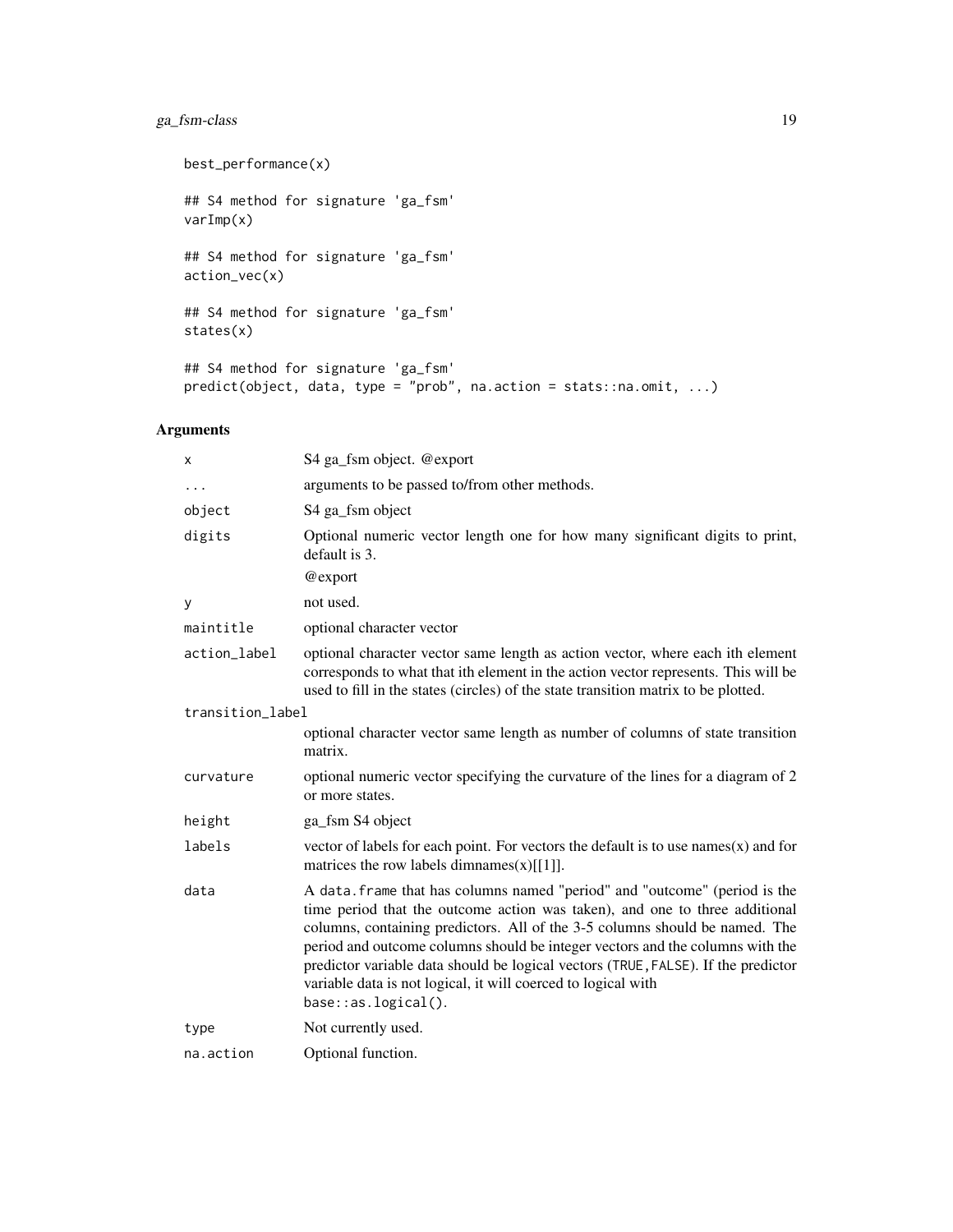```
best_performance(x)

## S4 method for signature 'ga_fsm'
varImp(x)

## S4 method for signature 'ga_fsm'
action_vec(x)

## S4 method for signature 'ga_fsm'
states(x)

## S4 method for signature 'ga_fsm'
predict(object, data, type = "prob", na.action = stats::na.omit, ...)
```

## Arguments

| | |
|---|---|
| `x` | S4 ga_fsm object. @export |
| `...` | arguments to be passed to/from other methods. |
| `object` | S4 ga_fsm object |
| `digits` | Optional numeric vector length one for how many significant digits to print, default is 3. @export |
| `y` | not used. |
| `maintitle` | optional character vector |
| `action_label` | optional character vector same length as action vector, where each ith element corresponds to what that ith element in the action vector represents. This will be used to fill in the states (circles) of the state transition matrix to be plotted. |
| `transition_label` | optional character vector same length as number of columns of state transition matrix. |
| `curvature` | optional numeric vector specifying the curvature of the lines for a diagram of 2 or more states. |
| `height` | ga_fsm S4 object |
| `labels` | vector of labels for each point. For vectors the default is to use names(x) and for matrices the row labels dimnames(x)[[1]]. |
| `data` | A `data.frame` that has columns named "period" and "outcome" (period is the time period that the outcome action was taken), and one to three additional columns, containing predictors. All of the 3-5 columns should be named. The period and outcome columns should be integer vectors and the columns with the predictor variable data should be logical vectors (`TRUE,FALSE`). If the predictor variable data is not logical, it will coerced to logical with `base::as.logical()`. |
| `type` | Not currently used. |
| `na.action` | Optional function. |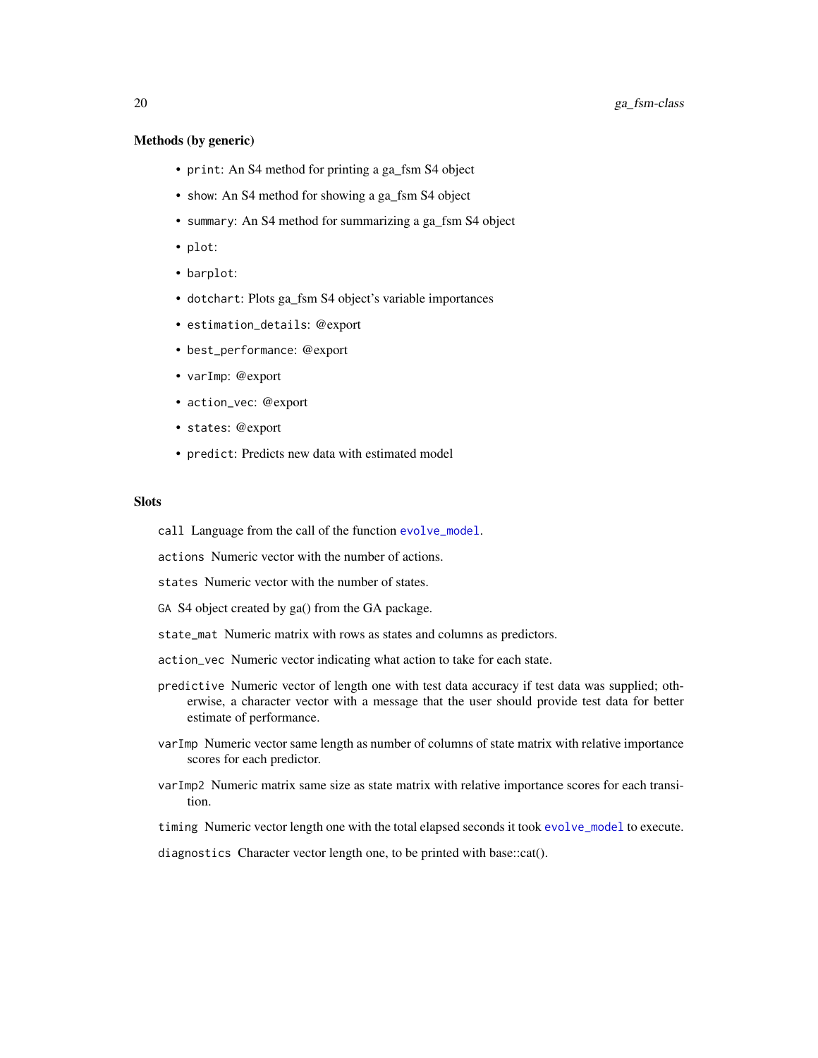### Methods (by generic)

- `print`: An S4 method for printing a ga_fsm S4 object
- `show`: An S4 method for showing a ga_fsm S4 object
- `summary`: An S4 method for summarizing a ga_fsm S4 object
- `plot`:
- `barplot`:
- `dotchart`: Plots ga_fsm S4 object's variable importances
- `estimation_details`: @export
- `best_performance`: @export
- `varImp`: @export
- `action_vec`: @export
- `states`: @export
- `predict`: Predicts new data with estimated model

### Slots

`call` Language from the call of the function `evolve_model`.

`actions` Numeric vector with the number of actions.

`states` Numeric vector with the number of states.

`GA` S4 object created by ga() from the GA package.

`state_mat` Numeric matrix with rows as states and columns as predictors.

`action_vec` Numeric vector indicating what action to take for each state.

`predictive` Numeric vector of length one with test data accuracy if test data was supplied; otherwise, a character vector with a message that the user should provide test data for better estimate of performance.

`varImp` Numeric vector same length as number of columns of state matrix with relative importance scores for each predictor.

`varImp2` Numeric matrix same size as state matrix with relative importance scores for each transition.

`timing` Numeric vector length one with the total elapsed seconds it took `evolve_model` to execute.

`diagnostics` Character vector length one, to be printed with base::cat().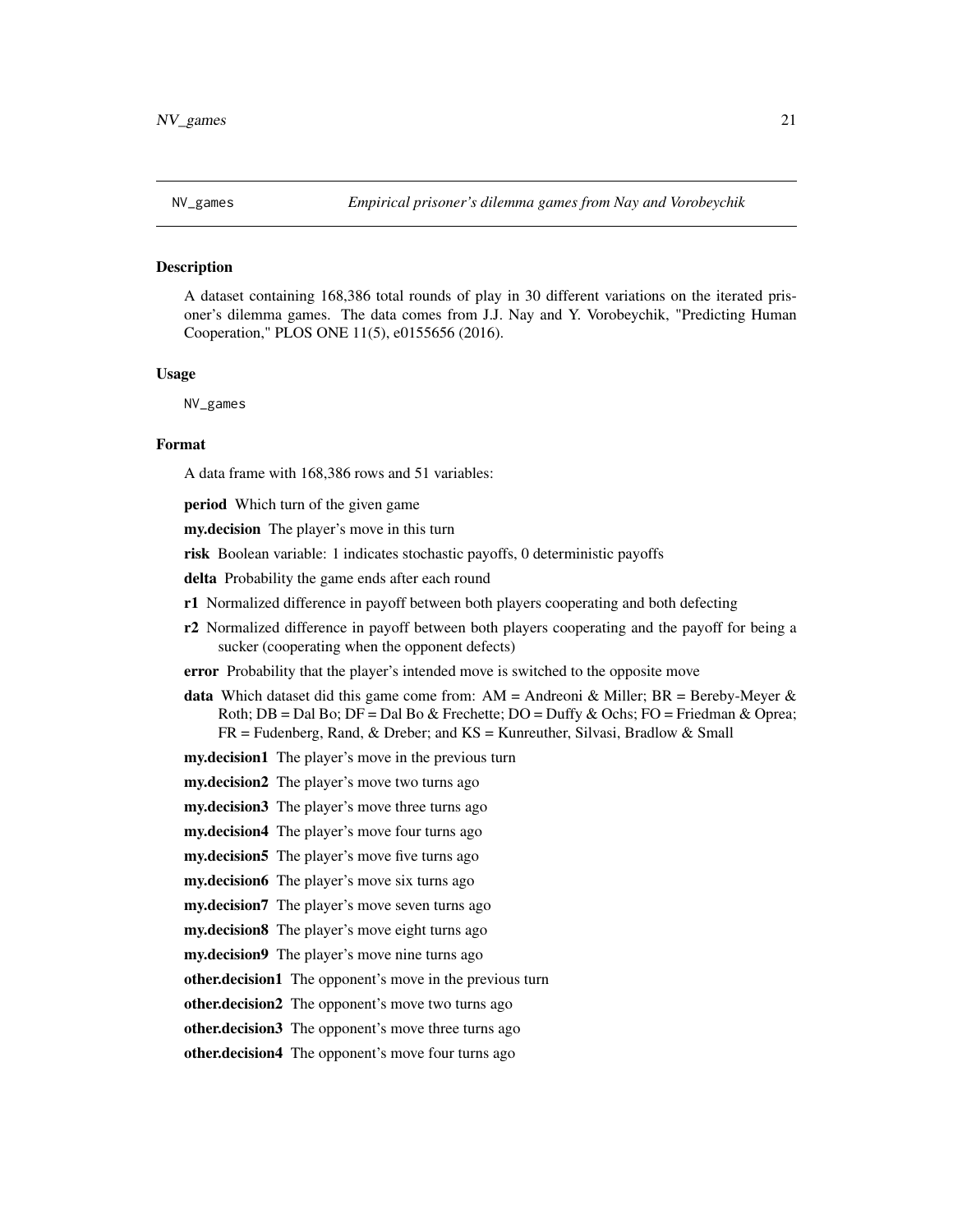`NV_games` *Empirical prisoner's dilemma games from Nay and Vorobeychik*

## Description

A dataset containing 168,386 total rounds of play in 30 different variations on the iterated prisoner's dilemma games. The data comes from J.J. Nay and Y. Vorobeychik, "Predicting Human Cooperation," PLOS ONE 11(5), e0155656 (2016).

## Usage

```
NV_games
```

## Format

A data frame with 168,386 rows and 51 variables:

**period** Which turn of the given game

**my.decision** The player's move in this turn

**risk** Boolean variable: 1 indicates stochastic payoffs, 0 deterministic payoffs

**delta** Probability the game ends after each round

**r1** Normalized difference in payoff between both players cooperating and both defecting

**r2** Normalized difference in payoff between both players cooperating and the payoff for being a sucker (cooperating when the opponent defects)

**error** Probability that the player's intended move is switched to the opposite move

**data** Which dataset did this game come from: AM = Andreoni & Miller; BR = Bereby-Meyer & Roth; DB = Dal Bo; DF = Dal Bo & Frechette; DO = Duffy & Ochs; FO = Friedman & Oprea; FR = Fudenberg, Rand, & Dreber; and KS = Kunreuther, Silvasi, Bradlow & Small

**my.decision1** The player's move in the previous turn

**my.decision2** The player's move two turns ago

**my.decision3** The player's move three turns ago

**my.decision4** The player's move four turns ago

**my.decision5** The player's move five turns ago

**my.decision6** The player's move six turns ago

**my.decision7** The player's move seven turns ago

**my.decision8** The player's move eight turns ago

**my.decision9** The player's move nine turns ago

**other.decision1** The opponent's move in the previous turn

**other.decision2** The opponent's move two turns ago

**other.decision3** The opponent's move three turns ago

**other.decision4** The opponent's move four turns ago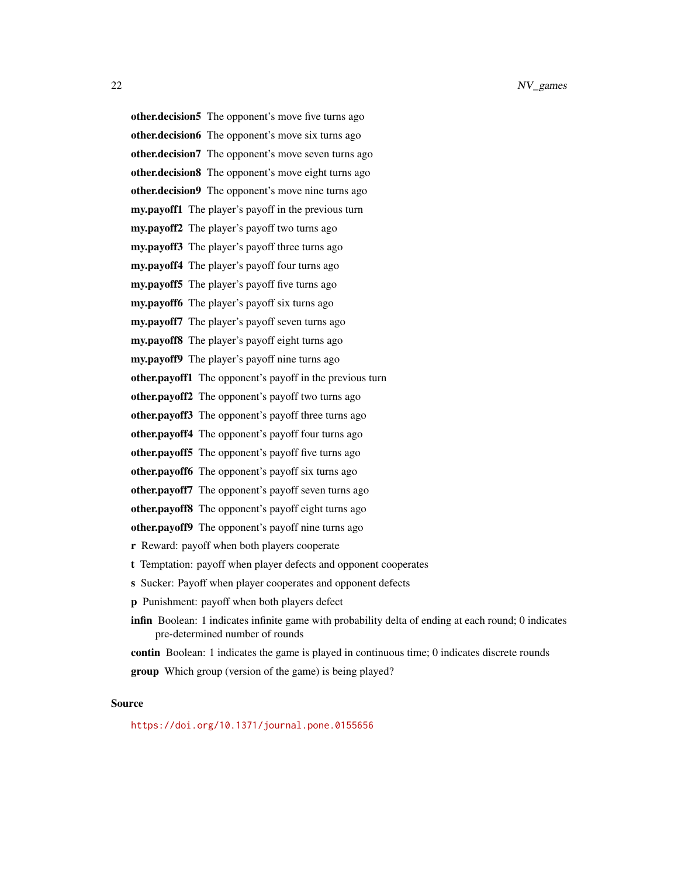**other.decision5** The opponent's move five turns ago

**other.decision6** The opponent's move six turns ago

**other.decision7** The opponent's move seven turns ago

**other.decision8** The opponent's move eight turns ago

**other.decision9** The opponent's move nine turns ago

**my.payoff1** The player's payoff in the previous turn

**my.payoff2** The player's payoff two turns ago

**my.payoff3** The player's payoff three turns ago

**my.payoff4** The player's payoff four turns ago

**my.payoff5** The player's payoff five turns ago

**my.payoff6** The player's payoff six turns ago

**my.payoff7** The player's payoff seven turns ago

**my.payoff8** The player's payoff eight turns ago

**my.payoff9** The player's payoff nine turns ago

**other.payoff1** The opponent's payoff in the previous turn

**other.payoff2** The opponent's payoff two turns ago

**other.payoff3** The opponent's payoff three turns ago

**other.payoff4** The opponent's payoff four turns ago

**other.payoff5** The opponent's payoff five turns ago

**other.payoff6** The opponent's payoff six turns ago

**other.payoff7** The opponent's payoff seven turns ago

**other.payoff8** The opponent's payoff eight turns ago

**other.payoff9** The opponent's payoff nine turns ago

**r** Reward: payoff when both players cooperate

**t** Temptation: payoff when player defects and opponent cooperates

**s** Sucker: Payoff when player cooperates and opponent defects

**p** Punishment: payoff when both players defect

**infin** Boolean: 1 indicates infinite game with probability delta of ending at each round; 0 indicates pre-determined number of rounds

**contin** Boolean: 1 indicates the game is played in continuous time; 0 indicates discrete rounds

**group** Which group (version of the game) is being played?

## Source

https://doi.org/10.1371/journal.pone.0155656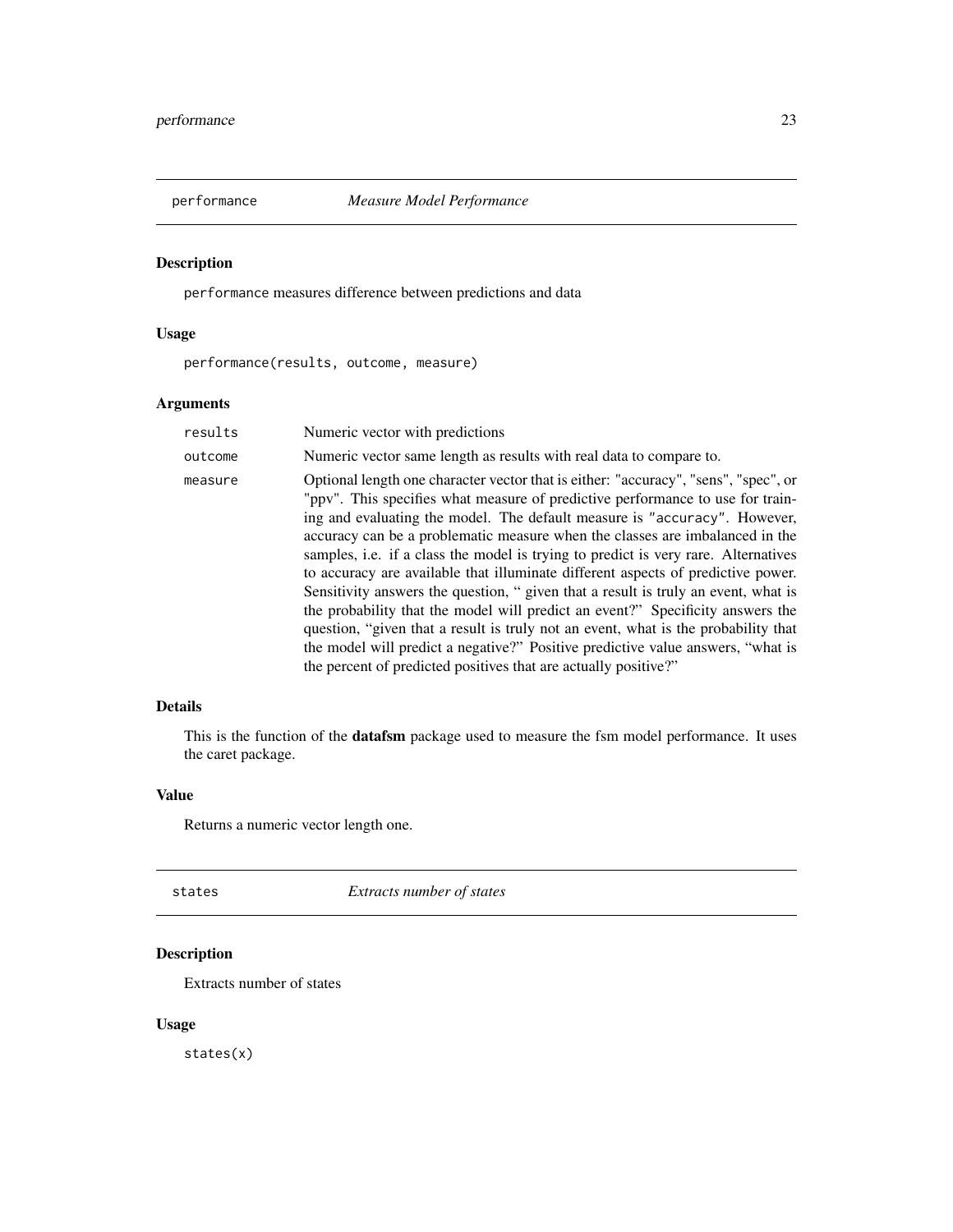## performance    *Measure Model Performance*

### Description

`performance` measures difference between predictions and data

### Usage

```
performance(results, outcome, measure)
```

### Arguments

| | |
|---|---|
| `results` | Numeric vector with predictions |
| `outcome` | Numeric vector same length as results with real data to compare to. |
| `measure` | Optional length one character vector that is either: "accuracy", "sens", "spec", or "ppv". This specifies what measure of predictive performance to use for training and evaluating the model. The default measure is `"accuracy"`. However, accuracy can be a problematic measure when the classes are imbalanced in the samples, i.e. if a class the model is trying to predict is very rare. Alternatives to accuracy are available that illuminate different aspects of predictive power. Sensitivity answers the question, " given that a result is truly an event, what is the probability that the model will predict an event?" Specificity answers the question, "given that a result is truly not an event, what is the probability that the model will predict a negative?" Positive predictive value answers, "what is the percent of predicted positives that are actually positive?" |

### Details

This is the function of the **datafsm** package used to measure the fsm model performance. It uses the caret package.

### Value

Returns a numeric vector length one.

## states    *Extracts number of states*

### Description

Extracts number of states

### Usage

```
states(x)
```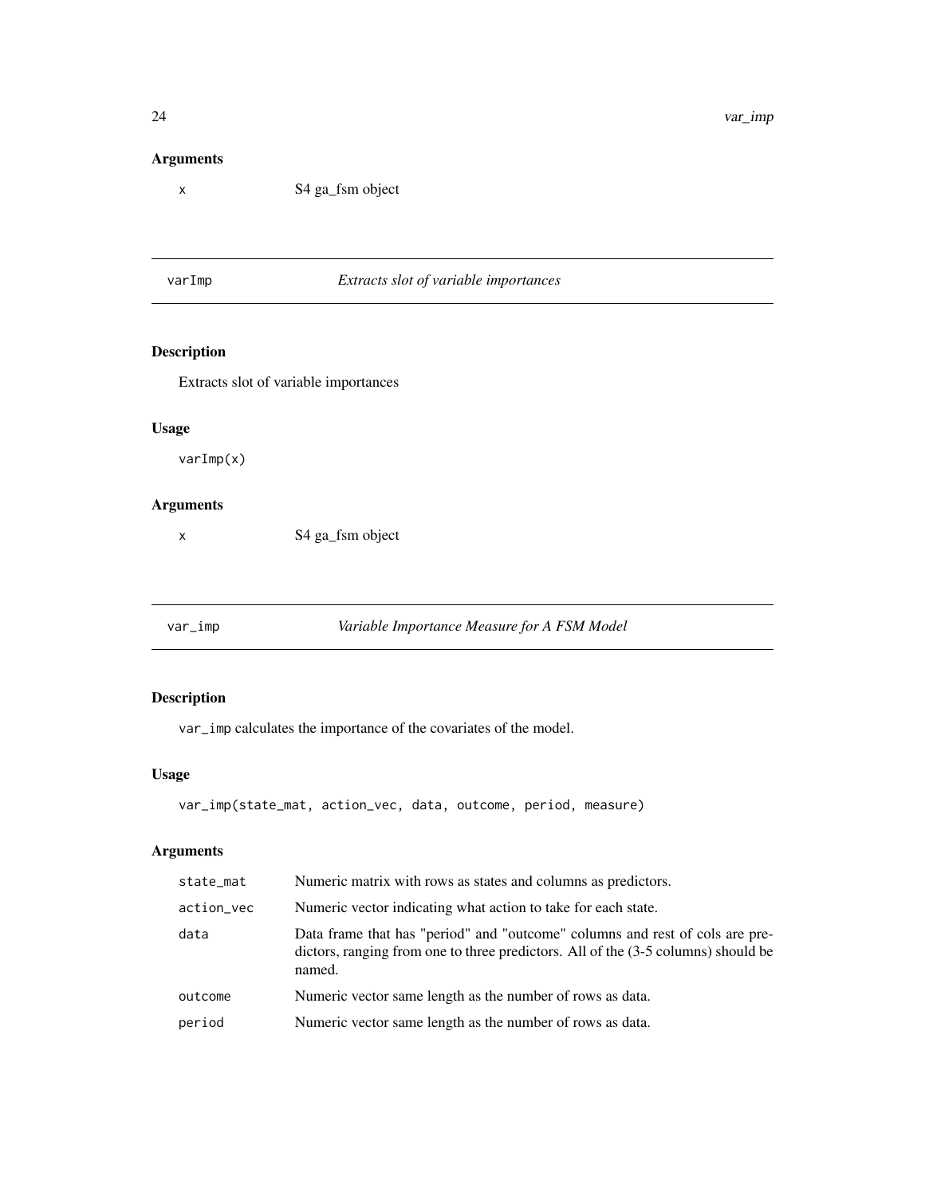### Arguments

| | |
|---|---|
| x | S4 ga_fsm object |

## varImp — *Extracts slot of variable importances*

### Description

Extracts slot of variable importances

### Usage

```
varImp(x)
```

### Arguments

| | |
|---|---|
| x | S4 ga_fsm object |

## var_imp — *Variable Importance Measure for A FSM Model*

### Description

var_imp calculates the importance of the covariates of the model.

### Usage

```
var_imp(state_mat, action_vec, data, outcome, period, measure)
```

### Arguments

| | |
|---|---|
| state_mat | Numeric matrix with rows as states and columns as predictors. |
| action_vec | Numeric vector indicating what action to take for each state. |
| data | Data frame that has "period" and "outcome" columns and rest of cols are predictors, ranging from one to three predictors. All of the (3-5 columns) should be named. |
| outcome | Numeric vector same length as the number of rows as data. |
| period | Numeric vector same length as the number of rows as data. |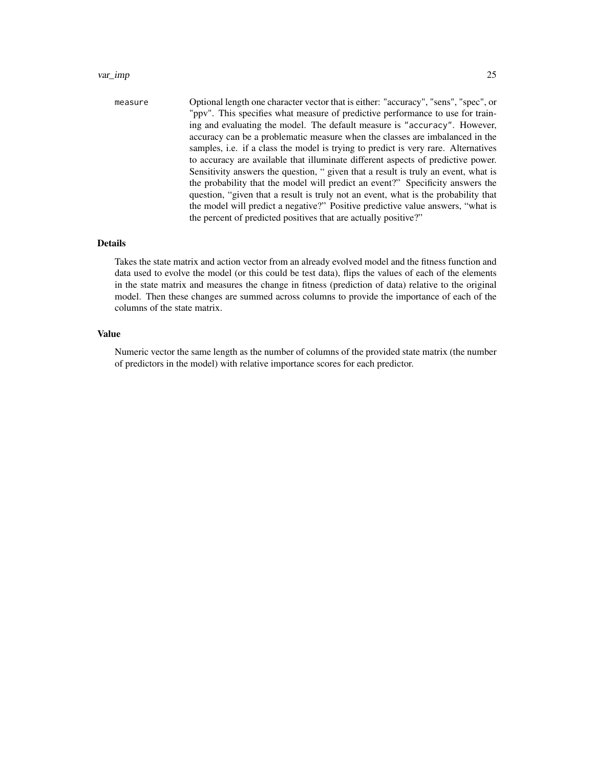measure
: Optional length one character vector that is either: "accuracy", "sens", "spec", or "ppv". This specifies what measure of predictive performance to use for training and evaluating the model. The default measure is `"accuracy"`. However, accuracy can be a problematic measure when the classes are imbalanced in the samples, i.e. if a class the model is trying to predict is very rare. Alternatives to accuracy are available that illuminate different aspects of predictive power. Sensitivity answers the question, " given that a result is truly an event, what is the probability that the model will predict an event?" Specificity answers the question, "given that a result is truly not an event, what is the probability that the model will predict a negative?" Positive predictive value answers, "what is the percent of predicted positives that are actually positive?"

### Details

Takes the state matrix and action vector from an already evolved model and the fitness function and data used to evolve the model (or this could be test data), flips the values of each of the elements in the state matrix and measures the change in fitness (prediction of data) relative to the original model. Then these changes are summed across columns to provide the importance of each of the columns of the state matrix.

### Value

Numeric vector the same length as the number of columns of the provided state matrix (the number of predictors in the model) with relative importance scores for each predictor.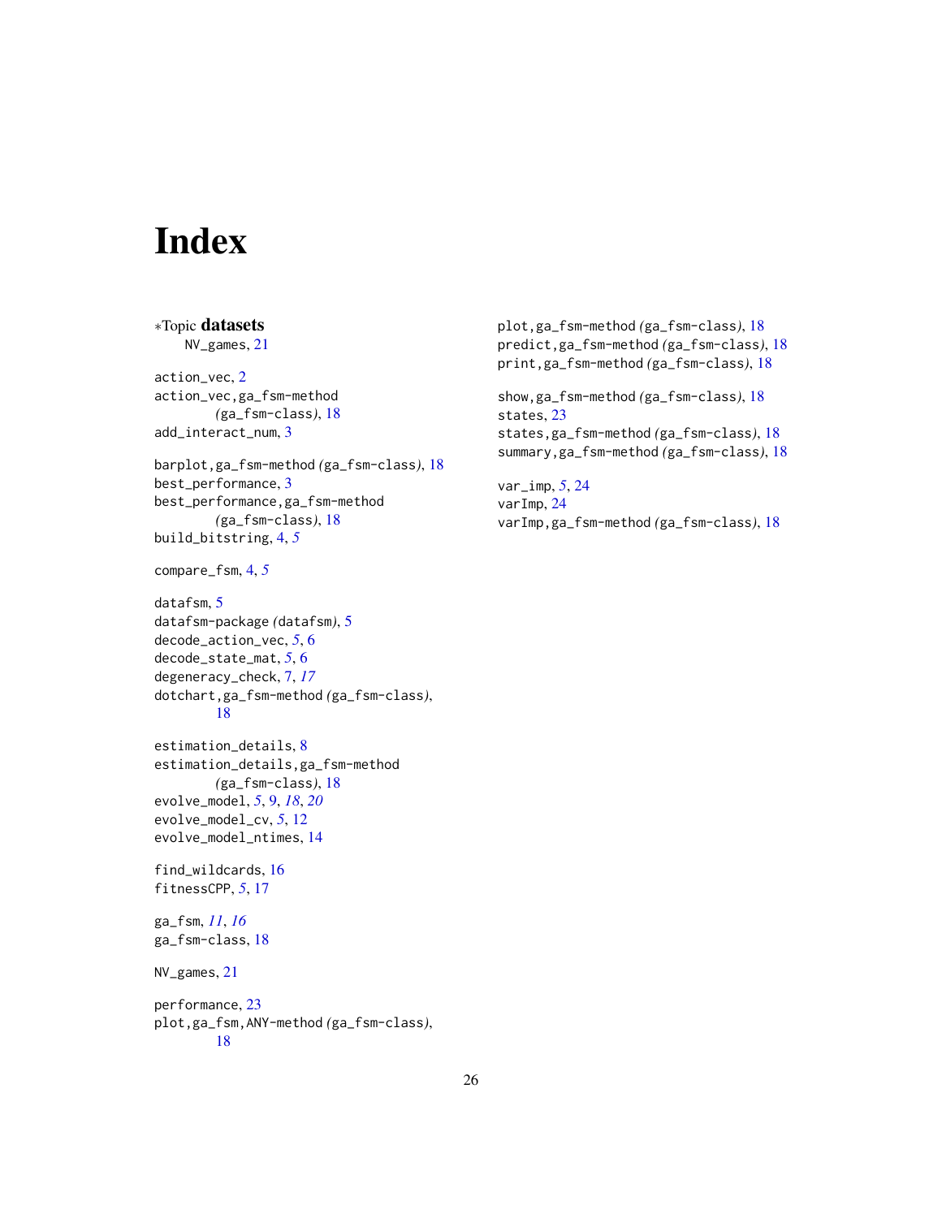# Index

∗Topic **datasets**
NV_games, 21

action_vec, 2
action_vec,ga_fsm-method (ga_fsm-class), 18
add_interact_num, 3

barplot,ga_fsm-method (ga_fsm-class), 18
best_performance, 3
best_performance,ga_fsm-method (ga_fsm-class), 18
build_bitstring, 4, *5*

compare_fsm, 4, *5*

datafsm, 5
datafsm-package (datafsm), 5
decode_action_vec, *5*, 6
decode_state_mat, *5*, 6
degeneracy_check, 7, *17*
dotchart,ga_fsm-method (ga_fsm-class), 18

estimation_details, 8
estimation_details,ga_fsm-method (ga_fsm-class), 18
evolve_model, *5*, 9, *18*, *20*
evolve_model_cv, *5*, 12
evolve_model_ntimes, 14

find_wildcards, 16
fitnessCPP, *5*, 17

ga_fsm, *11*, *16*
ga_fsm-class, 18

NV_games, 21

performance, 23
plot,ga_fsm,ANY-method (ga_fsm-class), 18
plot,ga_fsm-method (ga_fsm-class), 18
predict,ga_fsm-method (ga_fsm-class), 18
print,ga_fsm-method (ga_fsm-class), 18

show,ga_fsm-method (ga_fsm-class), 18
states, 23
states,ga_fsm-method (ga_fsm-class), 18
summary,ga_fsm-method (ga_fsm-class), 18

var_imp, *5*, 24
varImp, 24
varImp,ga_fsm-method (ga_fsm-class), 18